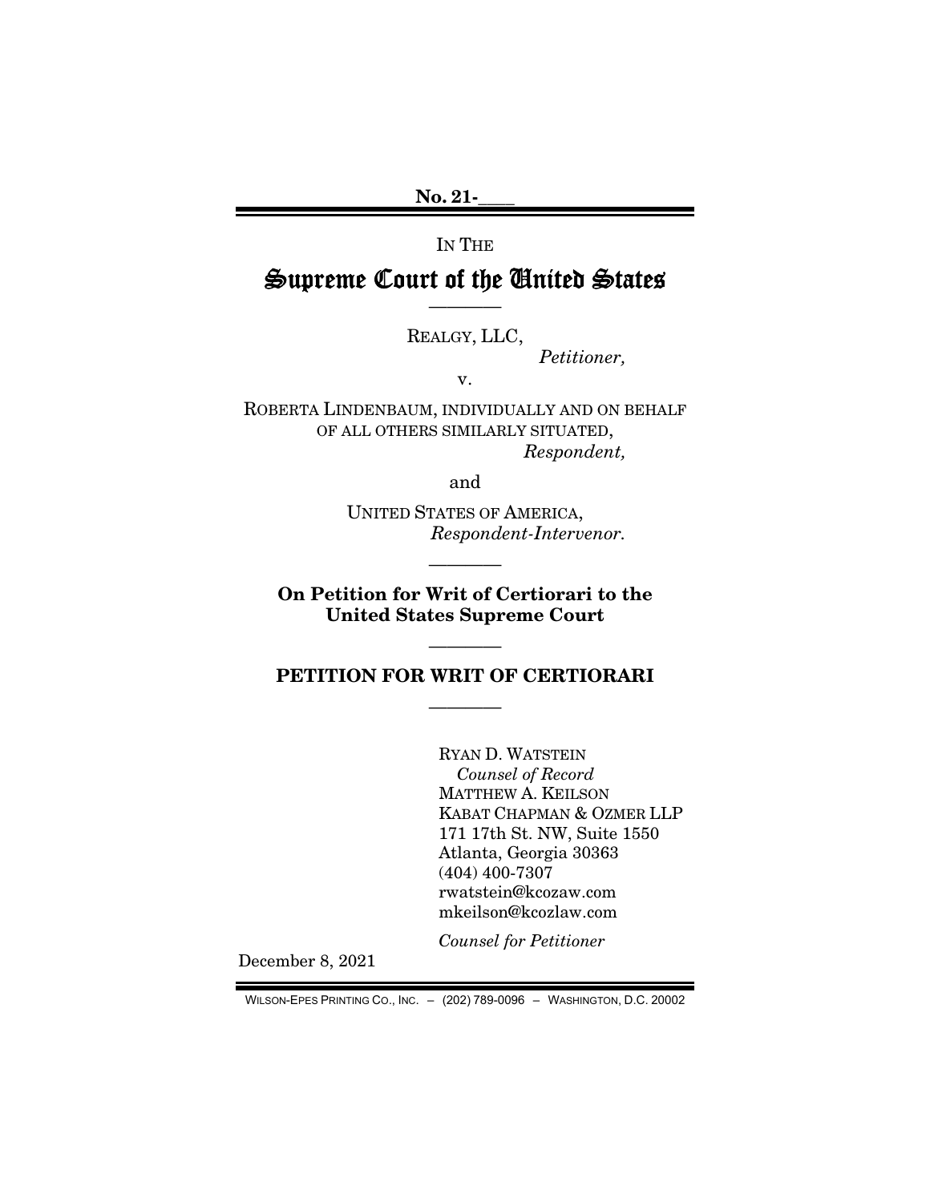No. 21-\_\_\_\_

IN THE

# Supreme Court of the United States

————

REALGY, LLC,

*Petitioner,*

v.

ROBERTA LINDENBAUM, INDIVIDUALLY AND ON BEHALF OF ALL OTHERS SIMILARLY SITUATED,

*Respondent,*

and

UNITED STATES OF AMERICA,

*Respondent-Intervenor.*

————

**On Petition for Writ of Certiorari to the United States Supreme Court**

————

## PETITION FOR WRIT OF CERTIORARI

————

RYAN D. WATSTEIN
*Counsel of Record*
MATTHEW A. KEILSON
KABAT CHAPMAN & OZMER LLP
171 17th St. NW, Suite 1550
Atlanta, Georgia 30363
(404) 400-7307
rwatstein@kcozaw.com
mkeilson@kcozlaw.com

*Counsel for Petitioner*

December 8, 2021

WILSON-EPES PRINTING CO., INC. – (202) 789-0096 – WASHINGTON, D.C. 20002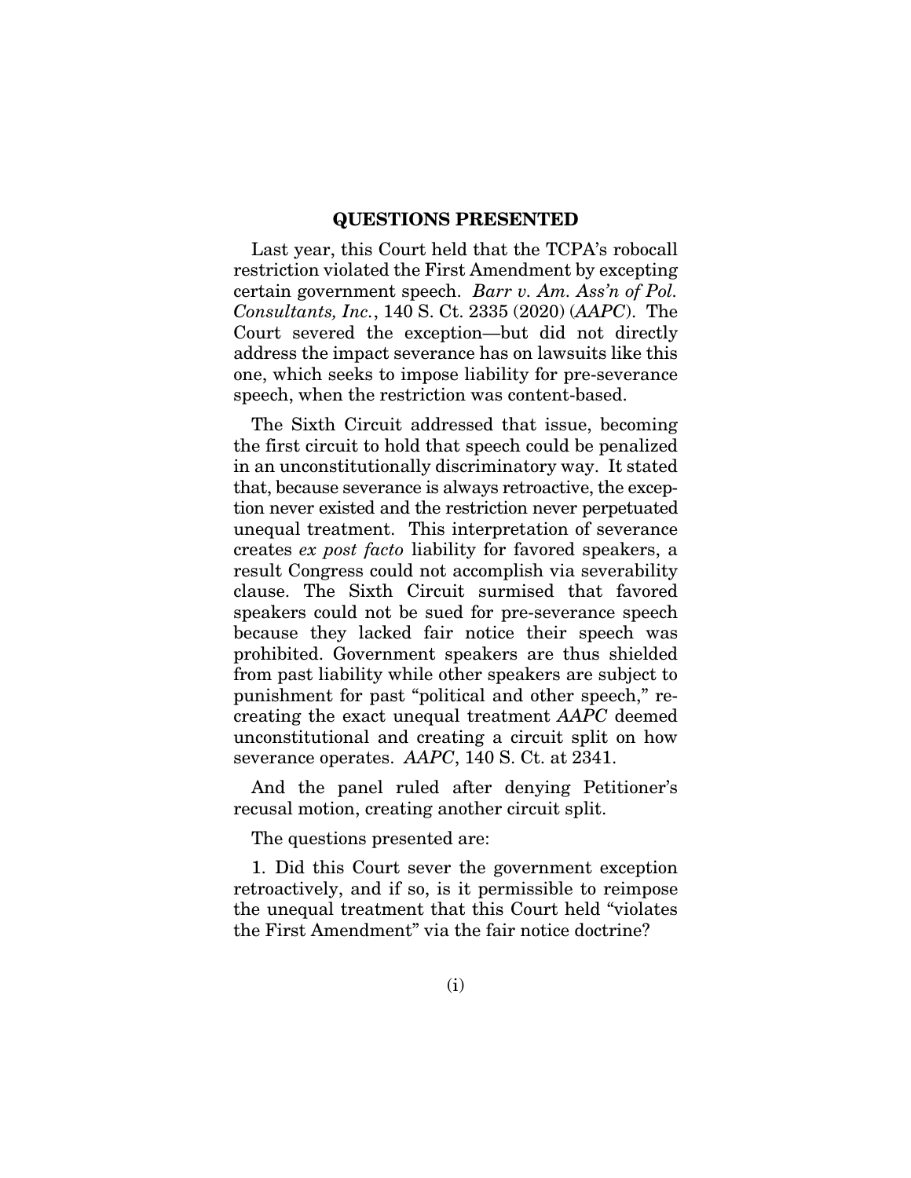## QUESTIONS PRESENTED

Last year, this Court held that the TCPA's robocall restriction violated the First Amendment by excepting certain government speech. *Barr v. Am. Ass'n of Pol. Consultants, Inc.*, 140 S. Ct. 2335 (2020) (*AAPC*). The Court severed the exception—but did not directly address the impact severance has on lawsuits like this one, which seeks to impose liability for pre-severance speech, when the restriction was content-based.

The Sixth Circuit addressed that issue, becoming the first circuit to hold that speech could be penalized in an unconstitutionally discriminatory way. It stated that, because severance is always retroactive, the exception never existed and the restriction never perpetuated unequal treatment. This interpretation of severance creates *ex post facto* liability for favored speakers, a result Congress could not accomplish via severability clause. The Sixth Circuit surmised that favored speakers could not be sued for pre-severance speech because they lacked fair notice their speech was prohibited. Government speakers are thus shielded from past liability while other speakers are subject to punishment for past "political and other speech," re-creating the exact unequal treatment *AAPC* deemed unconstitutional and creating a circuit split on how severance operates. *AAPC*, 140 S. Ct. at 2341.

And the panel ruled after denying Petitioner's recusal motion, creating another circuit split.

The questions presented are:

1. Did this Court sever the government exception retroactively, and if so, is it permissible to reimpose the unequal treatment that this Court held "violates the First Amendment" via the fair notice doctrine?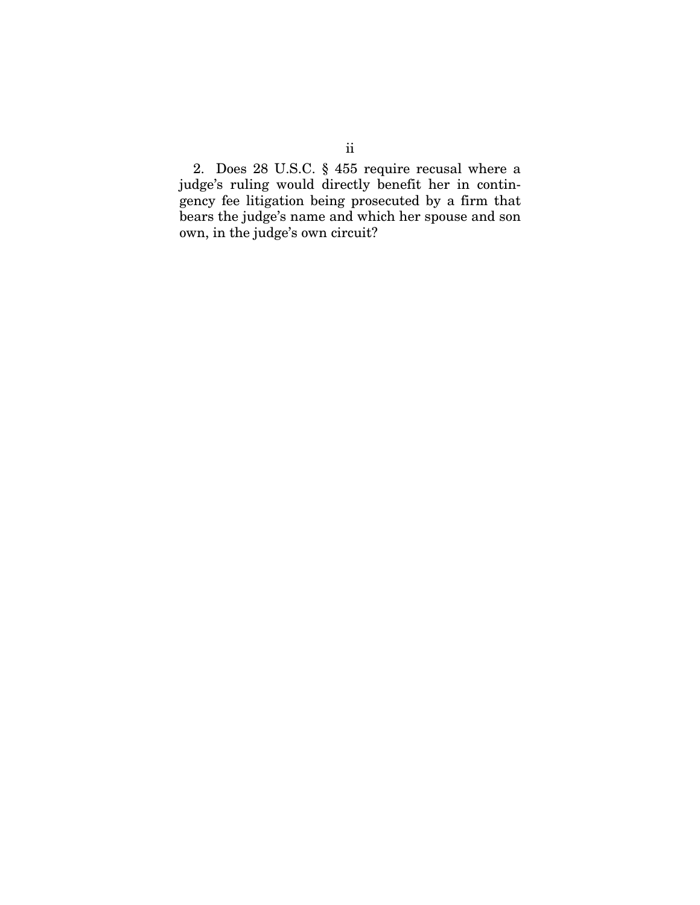2. Does 28 U.S.C. § 455 require recusal where a judge's ruling would directly benefit her in contingency fee litigation being prosecuted by a firm that bears the judge's name and which her spouse and son own, in the judge's own circuit?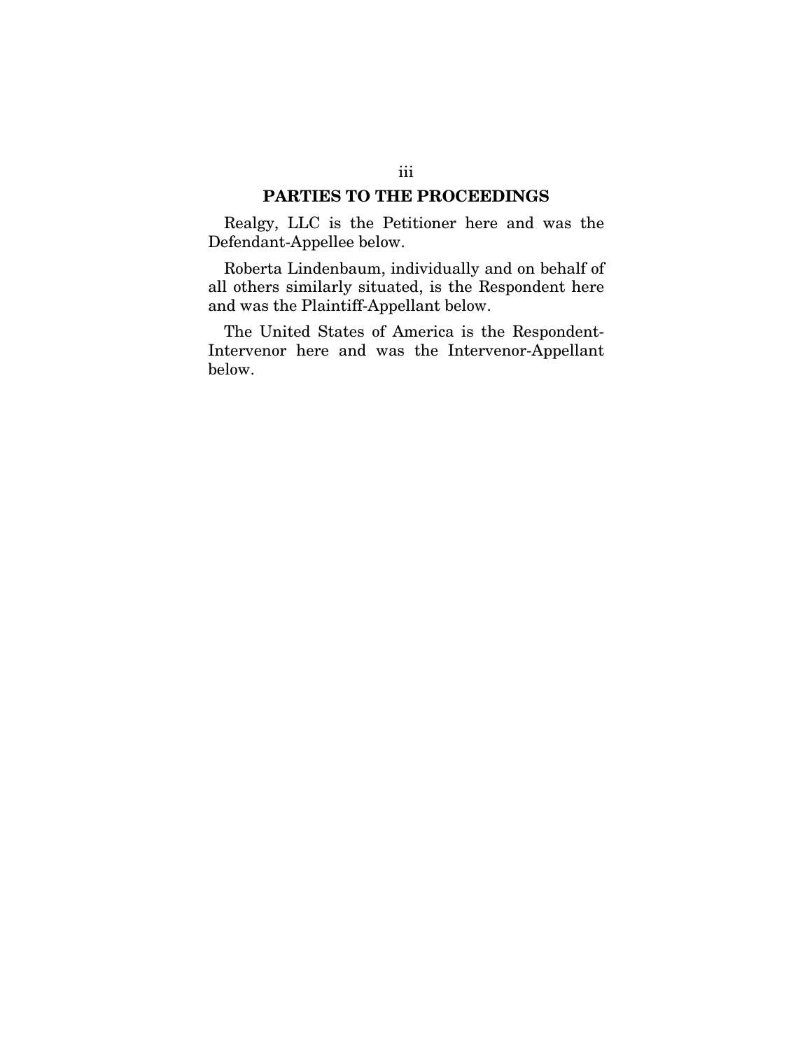## PARTIES TO THE PROCEEDINGS

Realgy, LLC is the Petitioner here and was the Defendant-Appellee below.

Roberta Lindenbaum, individually and on behalf of all others similarly situated, is the Respondent here and was the Plaintiff-Appellant below.

The United States of America is the Respondent-Intervenor here and was the Intervenor-Appellant below.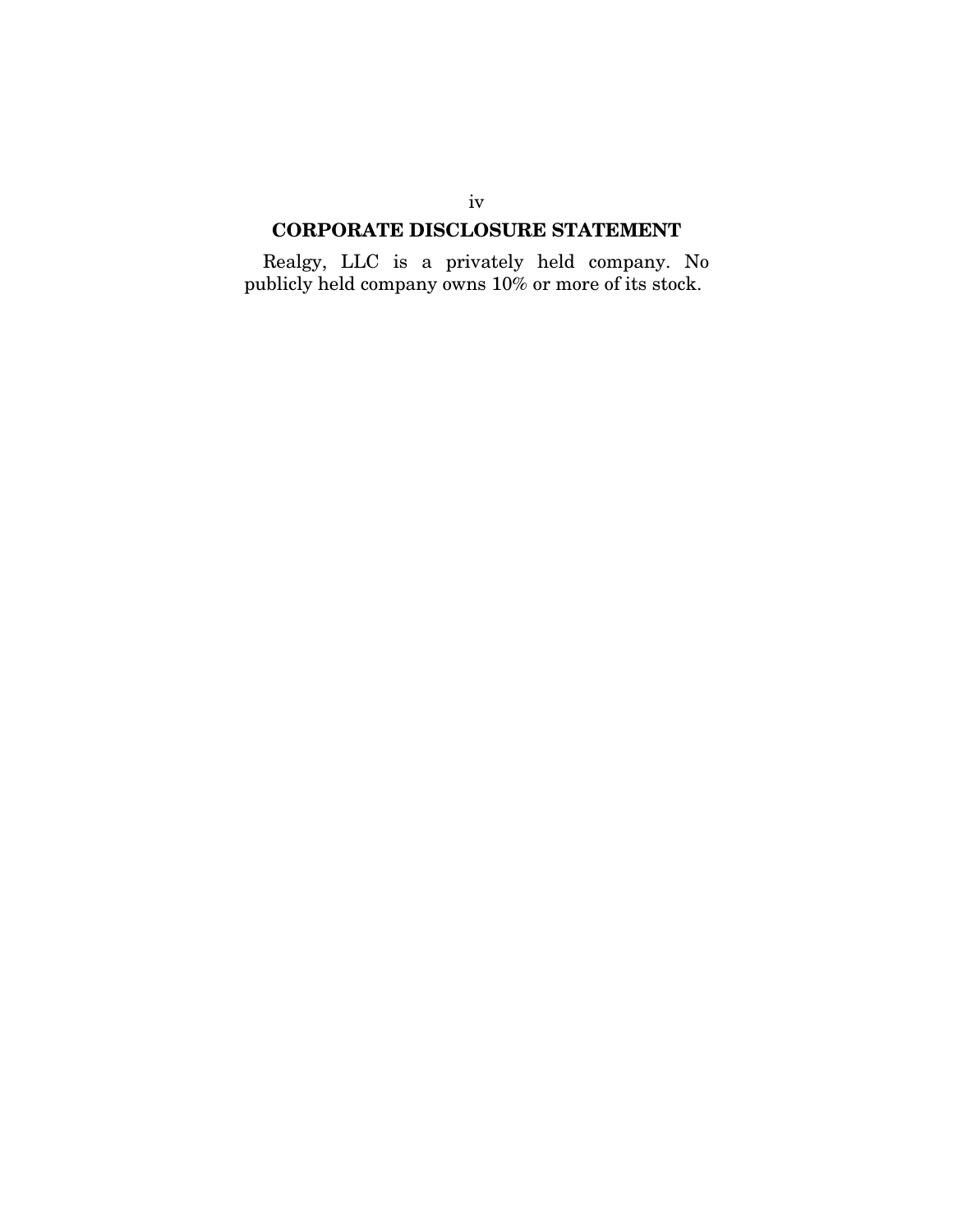## CORPORATE DISCLOSURE STATEMENT

Realgy, LLC is a privately held company. No publicly held company owns 10% or more of its stock.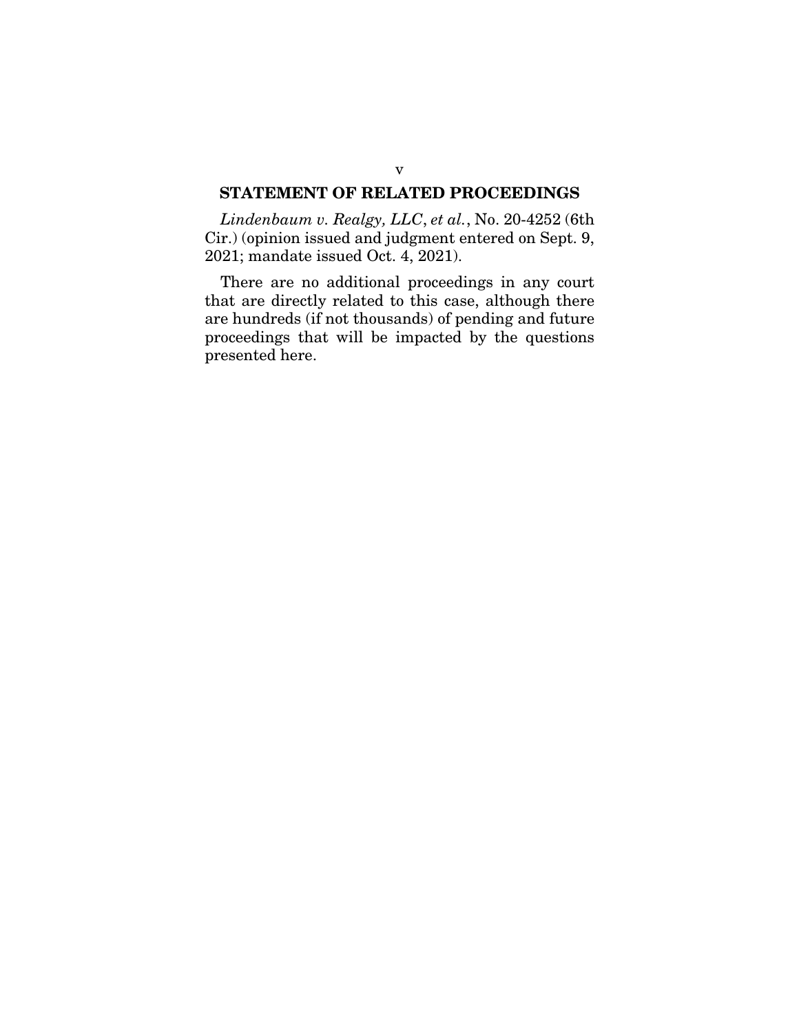## STATEMENT OF RELATED PROCEEDINGS

*Lindenbaum v. Realgy, LLC*, *et al.*, No. 20-4252 (6th Cir.) (opinion issued and judgment entered on Sept. 9, 2021; mandate issued Oct. 4, 2021).

There are no additional proceedings in any court that are directly related to this case, although there are hundreds (if not thousands) of pending and future proceedings that will be impacted by the questions presented here.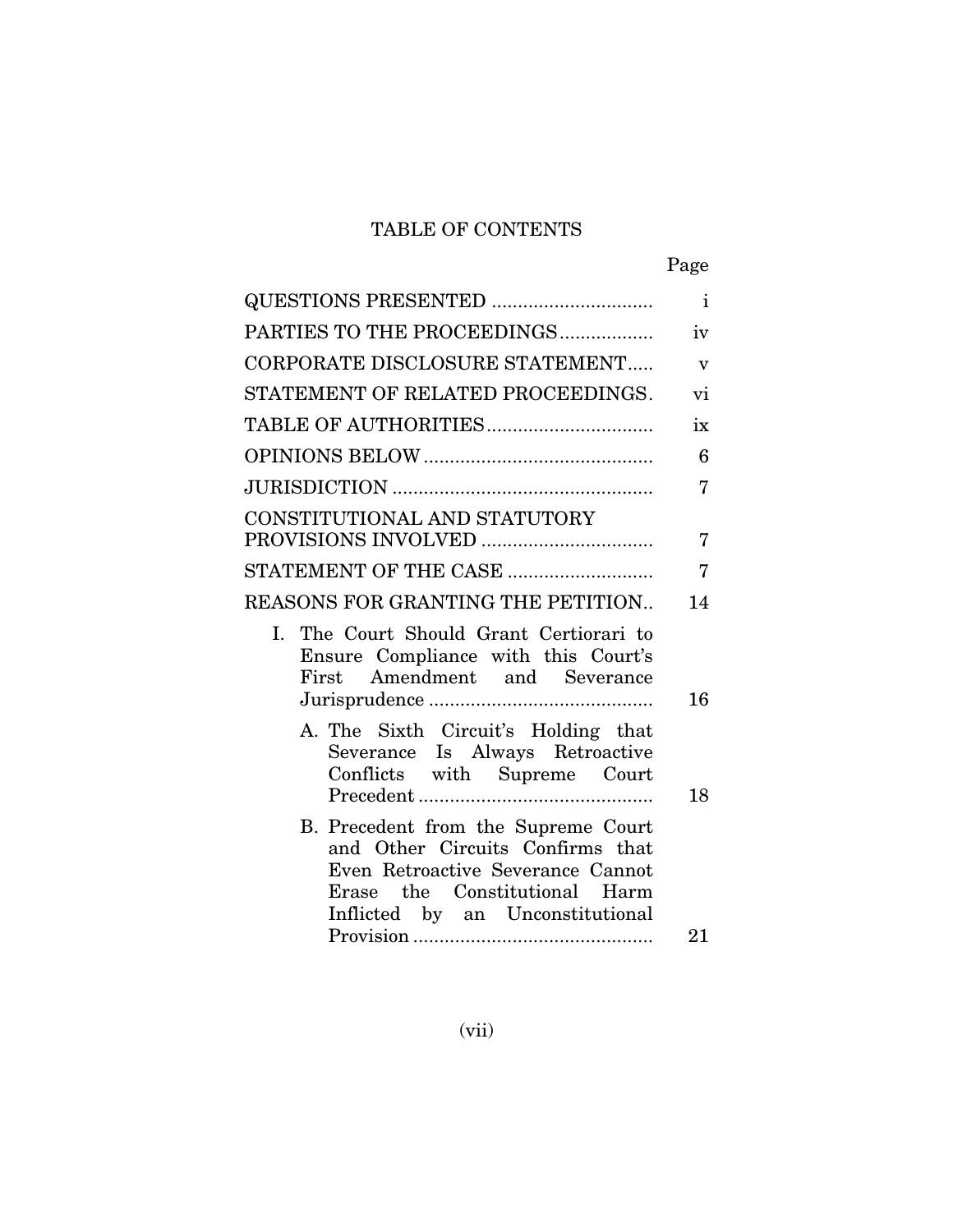# TABLE OF CONTENTS

| | Page |
|---|---|
| QUESTIONS PRESENTED | i |
| PARTIES TO THE PROCEEDINGS | iv |
| CORPORATE DISCLOSURE STATEMENT | v |
| STATEMENT OF RELATED PROCEEDINGS | vi |
| TABLE OF AUTHORITIES | ix |
| OPINIONS BELOW | 6 |
| JURISDICTION | 7 |
| CONSTITUTIONAL AND STATUTORY PROVISIONS INVOLVED | 7 |
| STATEMENT OF THE CASE | 7 |
| REASONS FOR GRANTING THE PETITION | 14 |
| I. The Court Should Grant Certiorari to Ensure Compliance with this Court's First Amendment and Severance Jurisprudence | 16 |
| A. The Sixth Circuit's Holding that Severance Is Always Retroactive Conflicts with Supreme Court Precedent | 18 |
| B. Precedent from the Supreme Court and Other Circuits Confirms that Even Retroactive Severance Cannot Erase the Constitutional Harm Inflicted by an Unconstitutional Provision | 21 |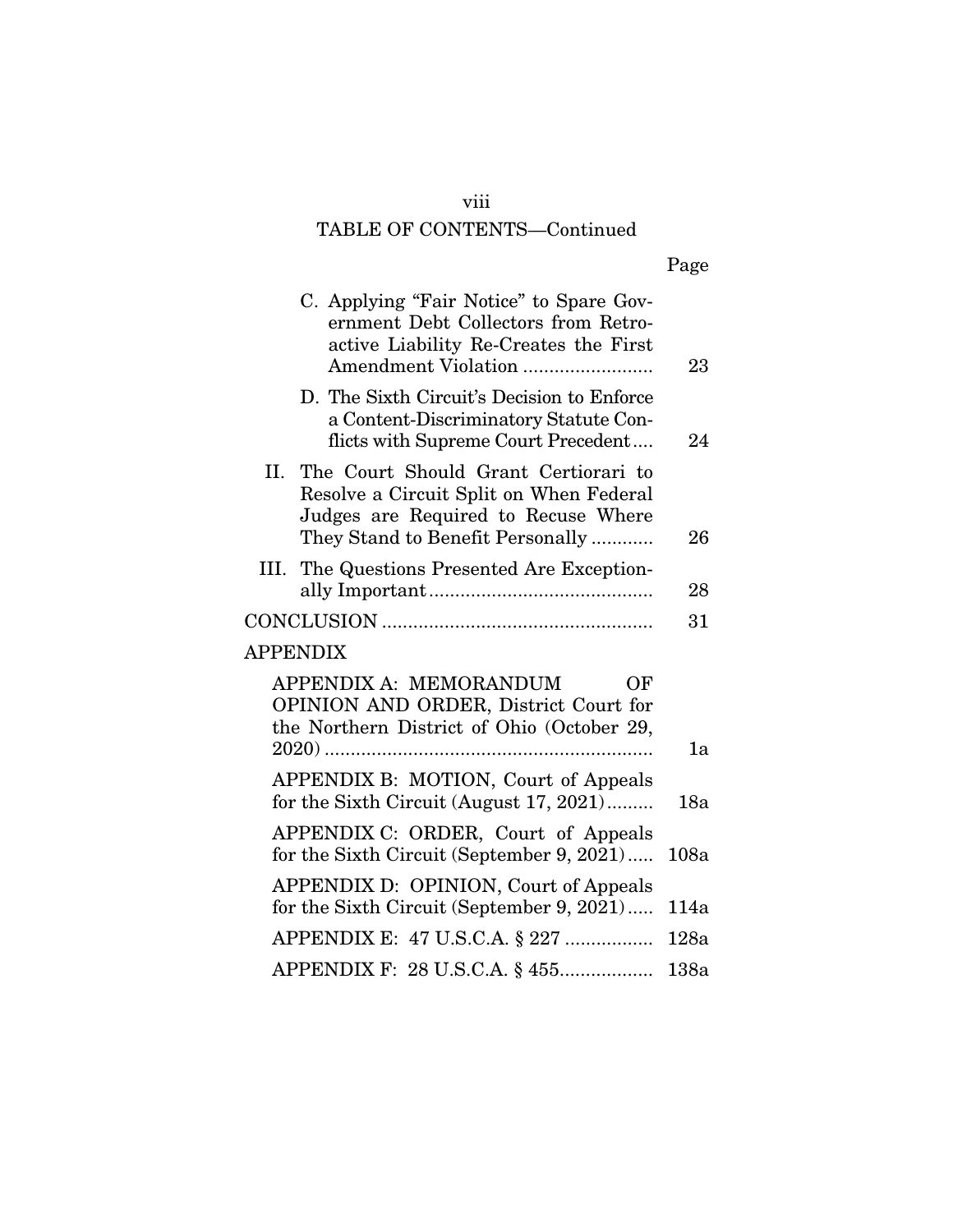## TABLE OF CONTENTS—Continued

| | Page |
|---|---|
| C. Applying "Fair Notice" to Spare Government Debt Collectors from Retroactive Liability Re-Creates the First Amendment Violation | 23 |
| D. The Sixth Circuit's Decision to Enforce a Content-Discriminatory Statute Conflicts with Supreme Court Precedent | 24 |
| II. The Court Should Grant Certiorari to Resolve a Circuit Split on When Federal Judges are Required to Recuse Where They Stand to Benefit Personally | 26 |
| III. The Questions Presented Are Exceptionally Important | 28 |
| CONCLUSION | 31 |
| APPENDIX | |
| APPENDIX A: MEMORANDUM OF OPINION AND ORDER, District Court for the Northern District of Ohio (October 29, 2020) | 1a |
| APPENDIX B: MOTION, Court of Appeals for the Sixth Circuit (August 17, 2021) | 18a |
| APPENDIX C: ORDER, Court of Appeals for the Sixth Circuit (September 9, 2021) | 108a |
| APPENDIX D: OPINION, Court of Appeals for the Sixth Circuit (September 9, 2021) | 114a |
| APPENDIX E: 47 U.S.C.A. § 227 | 128a |
| APPENDIX F: 28 U.S.C.A. § 455 | 138a |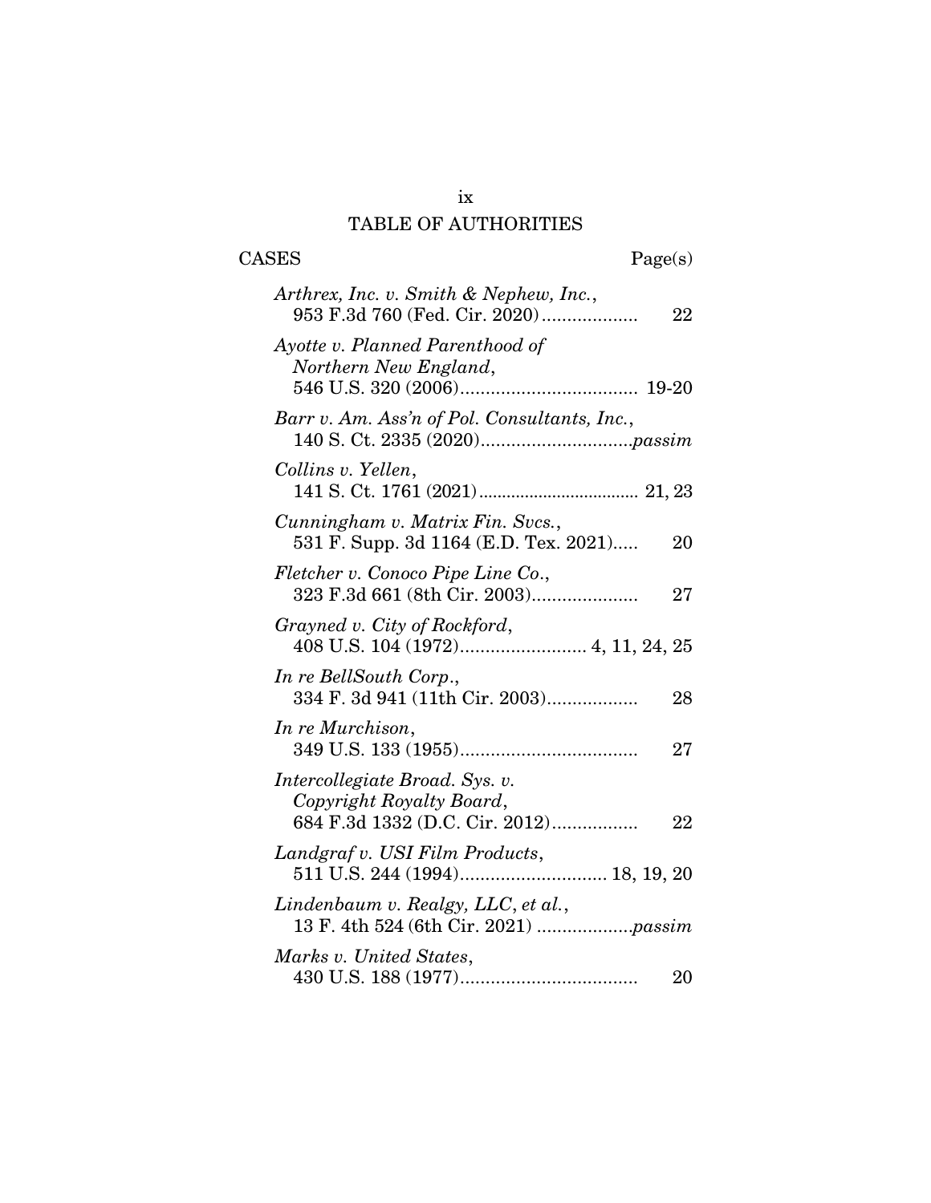## TABLE OF AUTHORITIES

**CASES** **Page(s)**

*Arthrex, Inc. v. Smith & Nephew, Inc.*, 953 F.3d 760 (Fed. Cir. 2020) .................. 22

*Ayotte v. Planned Parenthood of Northern New England*, 546 U.S. 320 (2006) .................................. 19-20

*Barr v. Am. Ass'n of Pol. Consultants, Inc.*, 140 S. Ct. 2335 (2020) .............................*passim*

*Collins v. Yellen*, 141 S. Ct. 1761 (2021) .................................. 21, 23

*Cunningham v. Matrix Fin. Svcs.*, 531 F. Supp. 3d 1164 (E.D. Tex. 2021) ..... 20

*Fletcher v. Conoco Pipe Line Co.*, 323 F.3d 661 (8th Cir. 2003) .................... 27

*Grayned v. City of Rockford*, 408 U.S. 104 (1972) ......................... 4, 11, 24, 25

*In re BellSouth Corp.*, 334 F. 3d 941 (11th Cir. 2003) ................. 28

*In re Murchison*, 349 U.S. 133 (1955) .................................. 27

*Intercollegiate Broad. Sys. v. Copyright Royalty Board*, 684 F.3d 1332 (D.C. Cir. 2012) ................ 22

*Landgraf v. USI Film Products*, 511 U.S. 244 (1994) ............................ 18, 19, 20

*Lindenbaum v. Realgy, LLC, et al.*, 13 F. 4th 524 (6th Cir. 2021) ..................*passim*

*Marks v. United States*, 430 U.S. 188 (1977) .................................. 20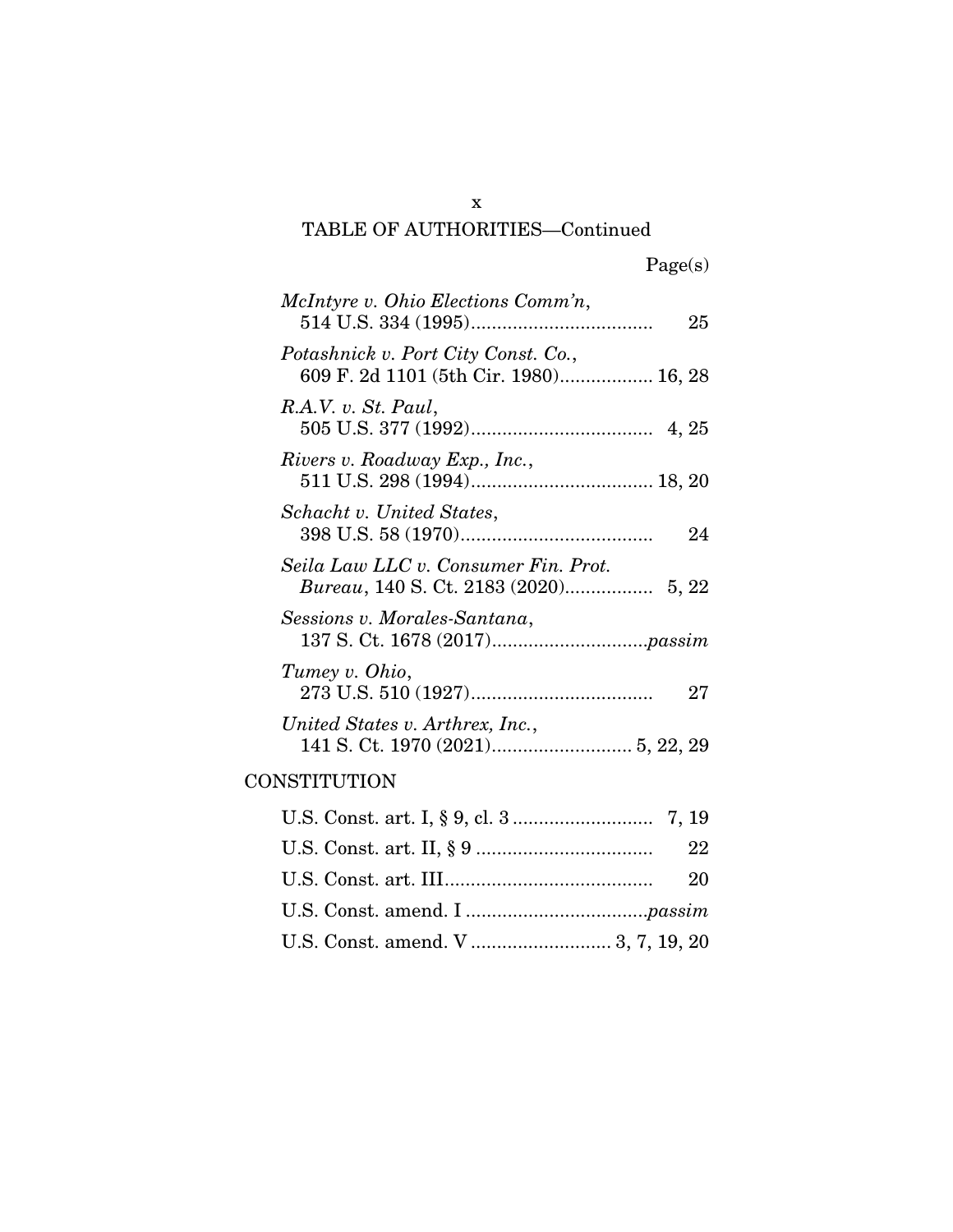TABLE OF AUTHORITIES—Continued

| | Page(s) |
|---|---|
| *McIntyre v. Ohio Elections Comm'n*, 514 U.S. 334 (1995) | 25 |
| *Potashnick v. Port City Const. Co.*, 609 F. 2d 1101 (5th Cir. 1980) | 16, 28 |
| *R.A.V. v. St. Paul*, 505 U.S. 377 (1992) | 4, 25 |
| *Rivers v. Roadway Exp., Inc.*, 511 U.S. 298 (1994) | 18, 20 |
| *Schacht v. United States*, 398 U.S. 58 (1970) | 24 |
| *Seila Law LLC v. Consumer Fin. Prot. Bureau*, 140 S. Ct. 2183 (2020) | 5, 22 |
| *Sessions v. Morales-Santana*, 137 S. Ct. 1678 (2017) | *passim* |
| *Tumey v. Ohio*, 273 U.S. 510 (1927) | 27 |
| *United States v. Arthrex, Inc.*, 141 S. Ct. 1970 (2021) | 5, 22, 29 |

CONSTITUTION

| | |
|---|---|
| U.S. Const. art. I, § 9, cl. 3 | 7, 19 |
| U.S. Const. art. II, § 9 | 22 |
| U.S. Const. art. III | 20 |
| U.S. Const. amend. I | *passim* |
| U.S. Const. amend. V | 3, 7, 19, 20 |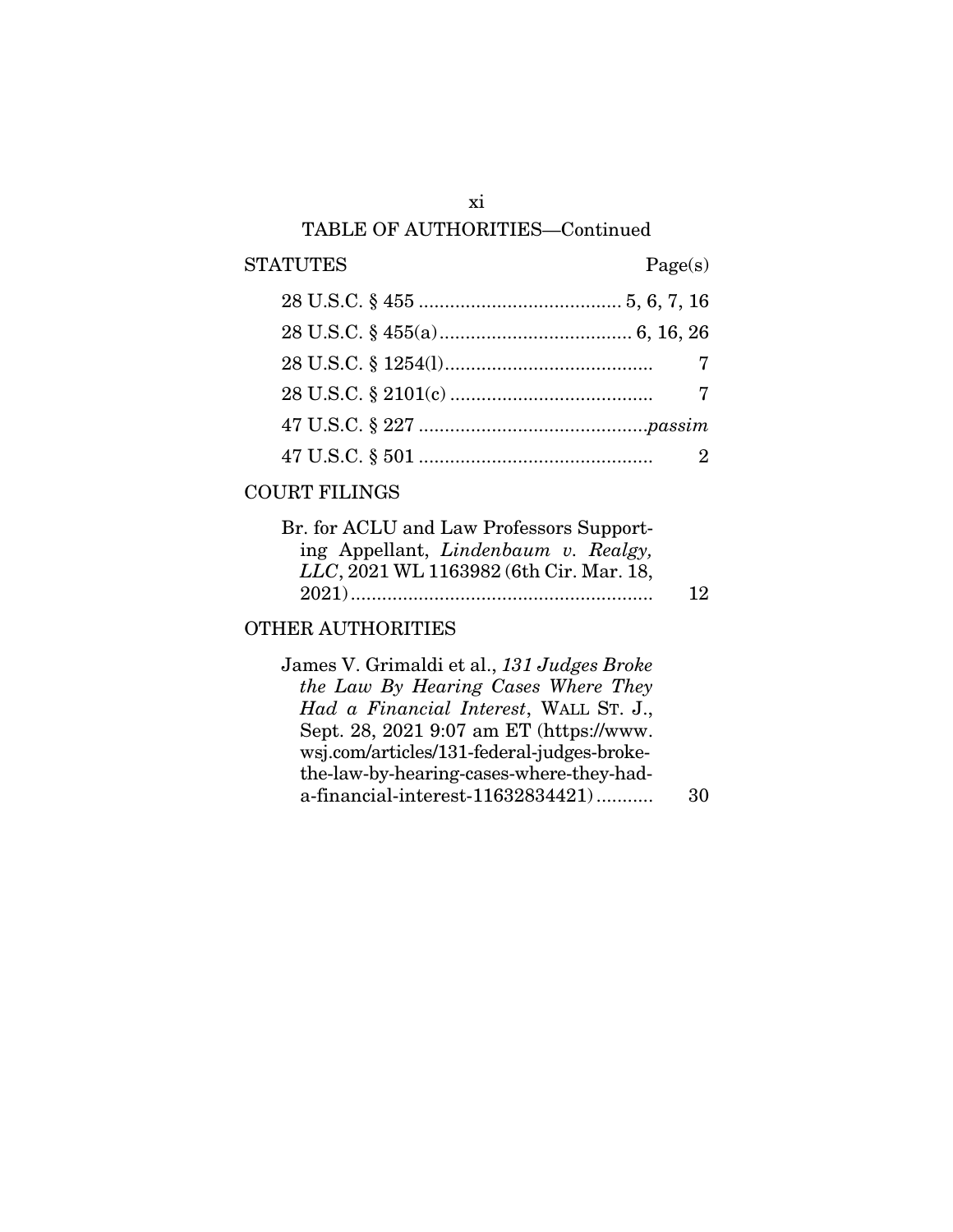## TABLE OF AUTHORITIES—Continued

| STATUTES | Page(s) |
|---|---|
| 28 U.S.C. § 455 | 5, 6, 7, 16 |
| 28 U.S.C. § 455(a) | 6, 16, 26 |
| 28 U.S.C. § 1254(l) | 7 |
| 28 U.S.C. § 2101(c) | 7 |
| 47 U.S.C. § 227 | *passim* |
| 47 U.S.C. § 501 | 2 |

COURT FILINGS

| | |
|---|---|
| Br. for ACLU and Law Professors Supporting Appellant, *Lindenbaum v. Realgy, LLC*, 2021 WL 1163982 (6th Cir. Mar. 18, 2021) | 12 |

OTHER AUTHORITIES

| | |
|---|---|
| James V. Grimaldi et al., *131 Judges Broke the Law By Hearing Cases Where They Had a Financial Interest*, WALL ST. J., Sept. 28, 2021 9:07 am ET (https://www.wsj.com/articles/131-federal-judges-broke-the-law-by-hearing-cases-where-they-had-a-financial-interest-11632834421) | 30 |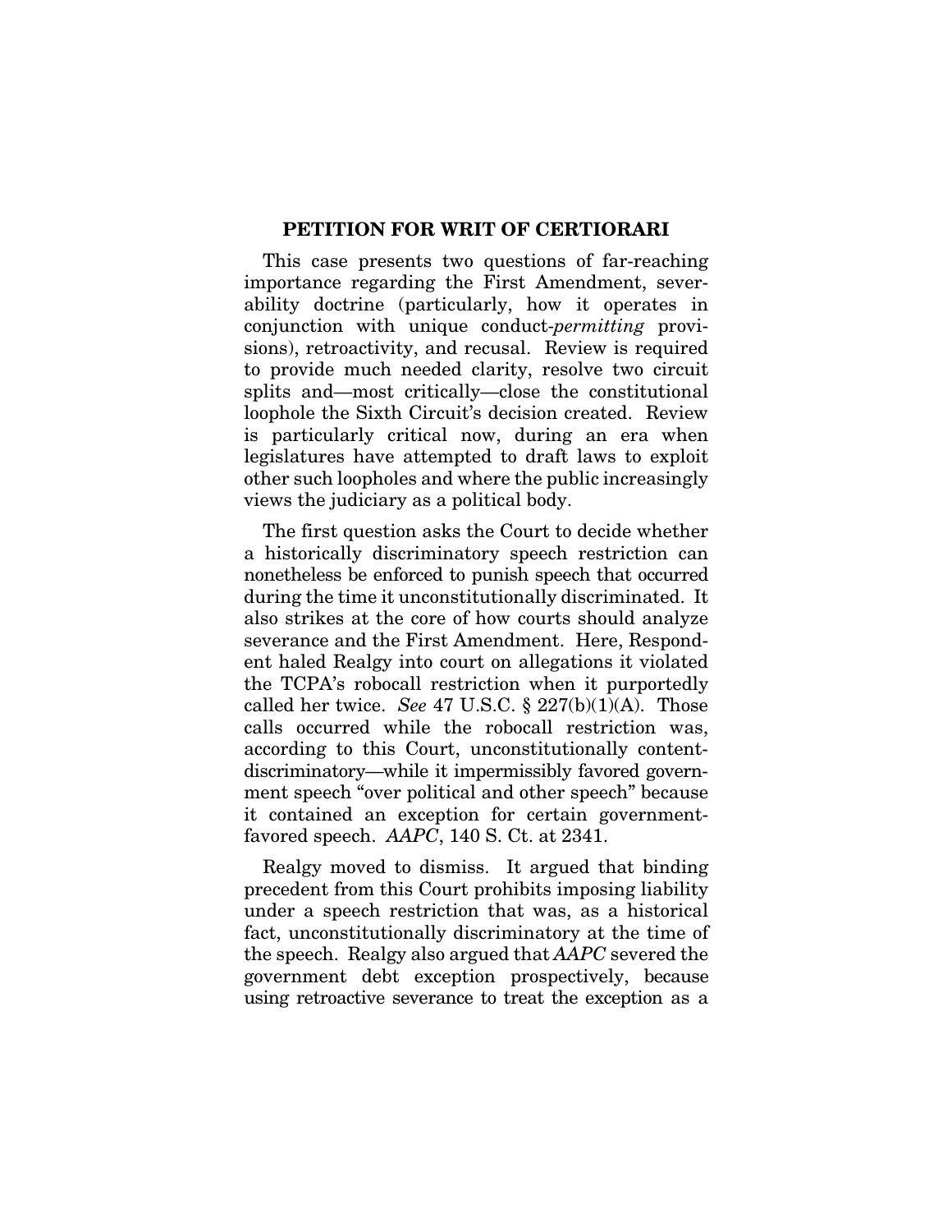## PETITION FOR WRIT OF CERTIORARI

This case presents two questions of far-reaching importance regarding the First Amendment, severability doctrine (particularly, how it operates in conjunction with unique conduct-*permitting* provisions), retroactivity, and recusal. Review is required to provide much needed clarity, resolve two circuit splits and—most critically—close the constitutional loophole the Sixth Circuit's decision created. Review is particularly critical now, during an era when legislatures have attempted to draft laws to exploit other such loopholes and where the public increasingly views the judiciary as a political body.

The first question asks the Court to decide whether a historically discriminatory speech restriction can nonetheless be enforced to punish speech that occurred during the time it unconstitutionally discriminated. It also strikes at the core of how courts should analyze severance and the First Amendment. Here, Respondent haled Realgy into court on allegations it violated the TCPA's robocall restriction when it purportedly called her twice. *See* 47 U.S.C. § 227(b)(1)(A). Those calls occurred while the robocall restriction was, according to this Court, unconstitutionally content-discriminatory—while it impermissibly favored government speech "over political and other speech" because it contained an exception for certain government-favored speech. *AAPC*, 140 S. Ct. at 2341.

Realgy moved to dismiss. It argued that binding precedent from this Court prohibits imposing liability under a speech restriction that was, as a historical fact, unconstitutionally discriminatory at the time of the speech. Realgy also argued that *AAPC* severed the government debt exception prospectively, because using retroactive severance to treat the exception as a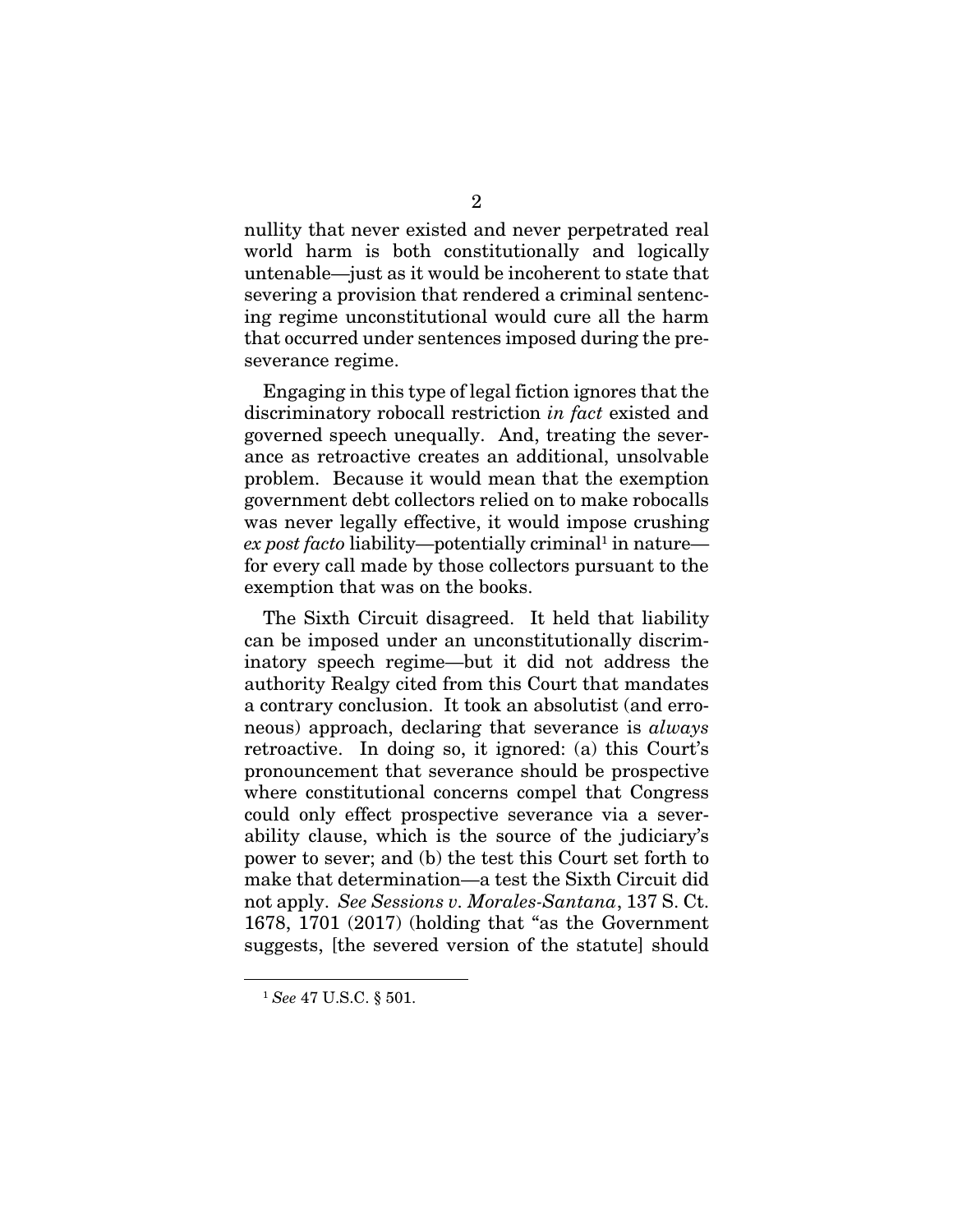nullity that never existed and never perpetrated real world harm is both constitutionally and logically untenable—just as it would be incoherent to state that severing a provision that rendered a criminal sentencing regime unconstitutional would cure all the harm that occurred under sentences imposed during the pre-severance regime.

Engaging in this type of legal fiction ignores that the discriminatory robocall restriction *in fact* existed and governed speech unequally. And, treating the severance as retroactive creates an additional, unsolvable problem. Because it would mean that the exemption government debt collectors relied on to make robocalls was never legally effective, it would impose crushing *ex post facto* liability—potentially criminal[1] in nature—for every call made by those collectors pursuant to the exemption that was on the books.

The Sixth Circuit disagreed. It held that liability can be imposed under an unconstitutionally discriminatory speech regime—but it did not address the authority Realgy cited from this Court that mandates a contrary conclusion. It took an absolutist (and erroneous) approach, declaring that severance is *always* retroactive. In doing so, it ignored: (a) this Court's pronouncement that severance should be prospective where constitutional concerns compel that Congress could only effect prospective severance via a severability clause, which is the source of the judiciary's power to sever; and (b) the test this Court set forth to make that determination—a test the Sixth Circuit did not apply. *See Sessions v. Morales-Santana*, 137 S. Ct. 1678, 1701 (2017) (holding that "as the Government suggests, [the severed version of the statute] should

[1] *See* 47 U.S.C. § 501.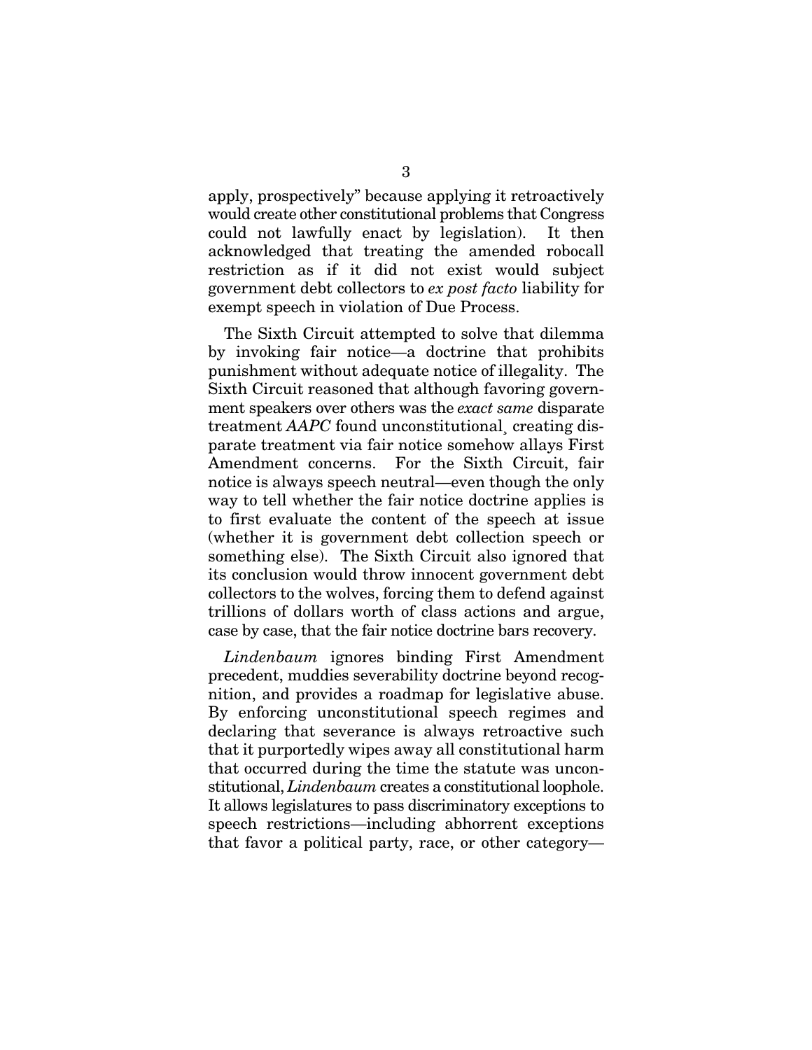apply, prospectively" because applying it retroactively would create other constitutional problems that Congress could not lawfully enact by legislation). It then acknowledged that treating the amended robocall restriction as if it did not exist would subject government debt collectors to *ex post facto* liability for exempt speech in violation of Due Process.

The Sixth Circuit attempted to solve that dilemma by invoking fair notice—a doctrine that prohibits punishment without adequate notice of illegality. The Sixth Circuit reasoned that although favoring government speakers over others was the *exact same* disparate treatment *AAPC* found unconstitutional¸ creating disparate treatment via fair notice somehow allays First Amendment concerns. For the Sixth Circuit, fair notice is always speech neutral—even though the only way to tell whether the fair notice doctrine applies is to first evaluate the content of the speech at issue (whether it is government debt collection speech or something else). The Sixth Circuit also ignored that its conclusion would throw innocent government debt collectors to the wolves, forcing them to defend against trillions of dollars worth of class actions and argue, case by case, that the fair notice doctrine bars recovery.

*Lindenbaum* ignores binding First Amendment precedent, muddies severability doctrine beyond recognition, and provides a roadmap for legislative abuse. By enforcing unconstitutional speech regimes and declaring that severance is always retroactive such that it purportedly wipes away all constitutional harm that occurred during the time the statute was unconstitutional, *Lindenbaum* creates a constitutional loophole. It allows legislatures to pass discriminatory exceptions to speech restrictions—including abhorrent exceptions that favor a political party, race, or other category—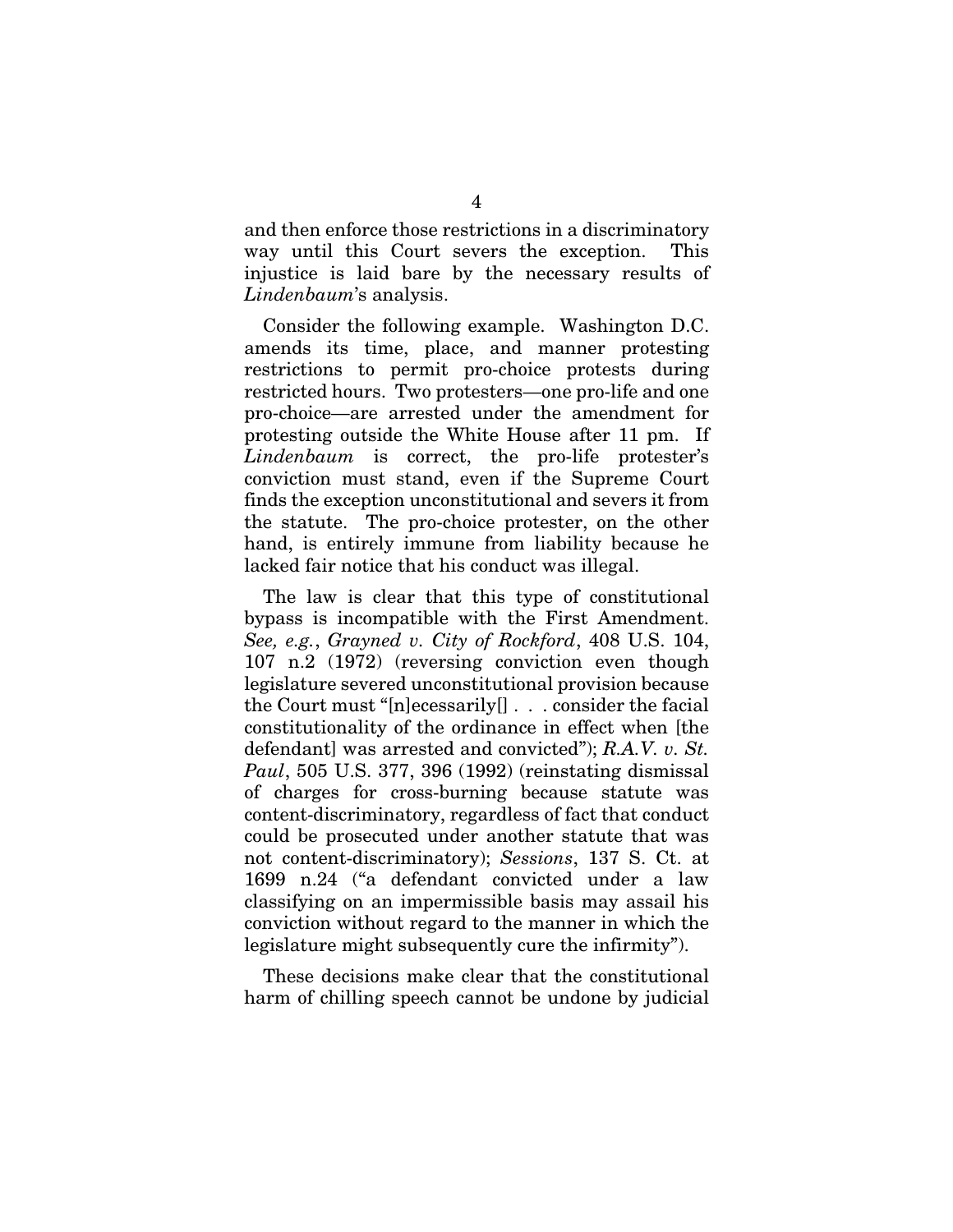and then enforce those restrictions in a discriminatory way until this Court severs the exception. This injustice is laid bare by the necessary results of *Lindenbaum*'s analysis.

Consider the following example. Washington D.C. amends its time, place, and manner protesting restrictions to permit pro-choice protests during restricted hours. Two protesters—one pro-life and one pro-choice—are arrested under the amendment for protesting outside the White House after 11 pm. If *Lindenbaum* is correct, the pro-life protester's conviction must stand, even if the Supreme Court finds the exception unconstitutional and severs it from the statute. The pro-choice protester, on the other hand, is entirely immune from liability because he lacked fair notice that his conduct was illegal.

The law is clear that this type of constitutional bypass is incompatible with the First Amendment. *See, e.g.*, *Grayned v. City of Rockford*, 408 U.S. 104, 107 n.2 (1972) (reversing conviction even though legislature severed unconstitutional provision because the Court must "[n]ecessarily[] . . . consider the facial constitutionality of the ordinance in effect when [the defendant] was arrested and convicted"); *R.A.V. v. St. Paul*, 505 U.S. 377, 396 (1992) (reinstating dismissal of charges for cross-burning because statute was content-discriminatory, regardless of fact that conduct could be prosecuted under another statute that was not content-discriminatory); *Sessions*, 137 S. Ct. at 1699 n.24 ("a defendant convicted under a law classifying on an impermissible basis may assail his conviction without regard to the manner in which the legislature might subsequently cure the infirmity").

These decisions make clear that the constitutional harm of chilling speech cannot be undone by judicial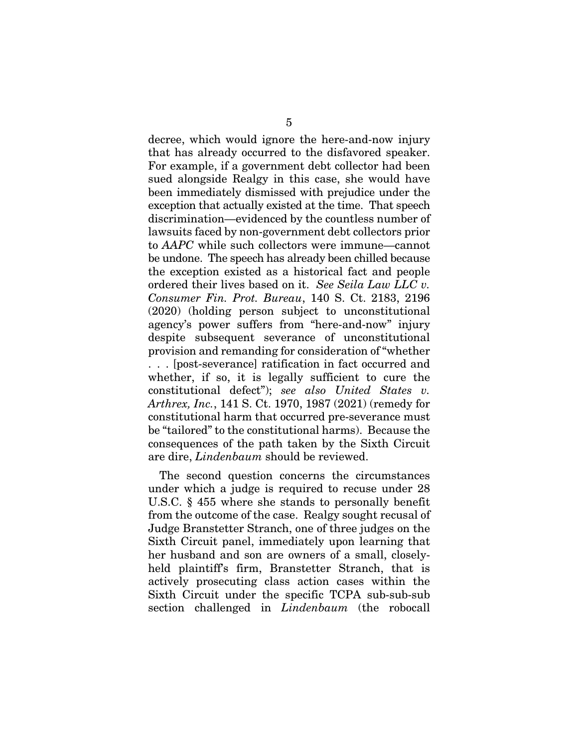decree, which would ignore the here-and-now injury that has already occurred to the disfavored speaker. For example, if a government debt collector had been sued alongside Realgy in this case, she would have been immediately dismissed with prejudice under the exception that actually existed at the time. That speech discrimination—evidenced by the countless number of lawsuits faced by non-government debt collectors prior to *AAPC* while such collectors were immune—cannot be undone. The speech has already been chilled because the exception existed as a historical fact and people ordered their lives based on it. *See Seila Law LLC v. Consumer Fin. Prot. Bureau*, 140 S. Ct. 2183, 2196 (2020) (holding person subject to unconstitutional agency's power suffers from "here-and-now" injury despite subsequent severance of unconstitutional provision and remanding for consideration of "whether . . . [post-severance] ratification in fact occurred and whether, if so, it is legally sufficient to cure the constitutional defect"); *see also United States v. Arthrex, Inc.*, 141 S. Ct. 1970, 1987 (2021) (remedy for constitutional harm that occurred pre-severance must be "tailored" to the constitutional harms). Because the consequences of the path taken by the Sixth Circuit are dire, *Lindenbaum* should be reviewed.

The second question concerns the circumstances under which a judge is required to recuse under 28 U.S.C. § 455 where she stands to personally benefit from the outcome of the case. Realgy sought recusal of Judge Branstetter Stranch, one of three judges on the Sixth Circuit panel, immediately upon learning that her husband and son are owners of a small, closely-held plaintiff's firm, Branstetter Stranch, that is actively prosecuting class action cases within the Sixth Circuit under the specific TCPA sub-sub-sub section challenged in *Lindenbaum* (the robocall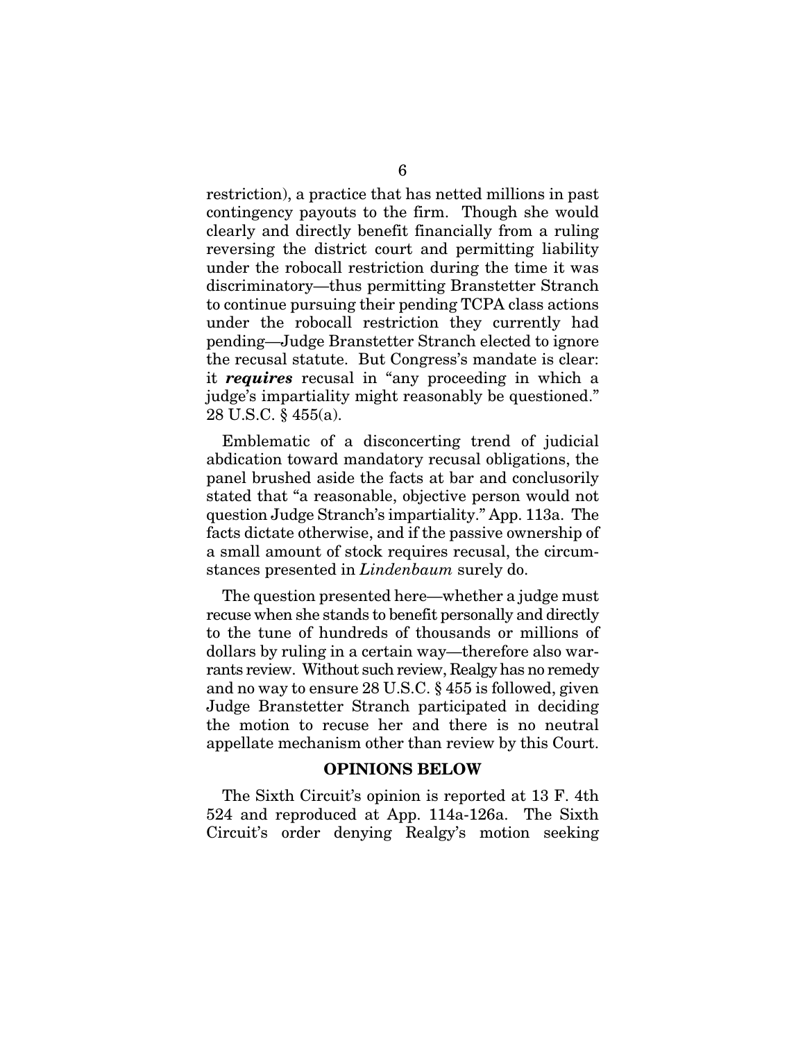restriction), a practice that has netted millions in past contingency payouts to the firm. Though she would clearly and directly benefit financially from a ruling reversing the district court and permitting liability under the robocall restriction during the time it was discriminatory—thus permitting Branstetter Stranch to continue pursuing their pending TCPA class actions under the robocall restriction they currently had pending—Judge Branstetter Stranch elected to ignore the recusal statute. But Congress's mandate is clear: it ***requires*** recusal in "any proceeding in which a judge's impartiality might reasonably be questioned." 28 U.S.C. § 455(a).

Emblematic of a disconcerting trend of judicial abdication toward mandatory recusal obligations, the panel brushed aside the facts at bar and conclusorily stated that "a reasonable, objective person would not question Judge Stranch's impartiality." App. 113a. The facts dictate otherwise, and if the passive ownership of a small amount of stock requires recusal, the circumstances presented in *Lindenbaum* surely do.

The question presented here—whether a judge must recuse when she stands to benefit personally and directly to the tune of hundreds of thousands or millions of dollars by ruling in a certain way—therefore also warrants review. Without such review, Realgy has no remedy and no way to ensure 28 U.S.C. § 455 is followed, given Judge Branstetter Stranch participated in deciding the motion to recuse her and there is no neutral appellate mechanism other than review by this Court.

## OPINIONS BELOW

The Sixth Circuit's opinion is reported at 13 F. 4th 524 and reproduced at App. 114a-126a. The Sixth Circuit's order denying Realgy's motion seeking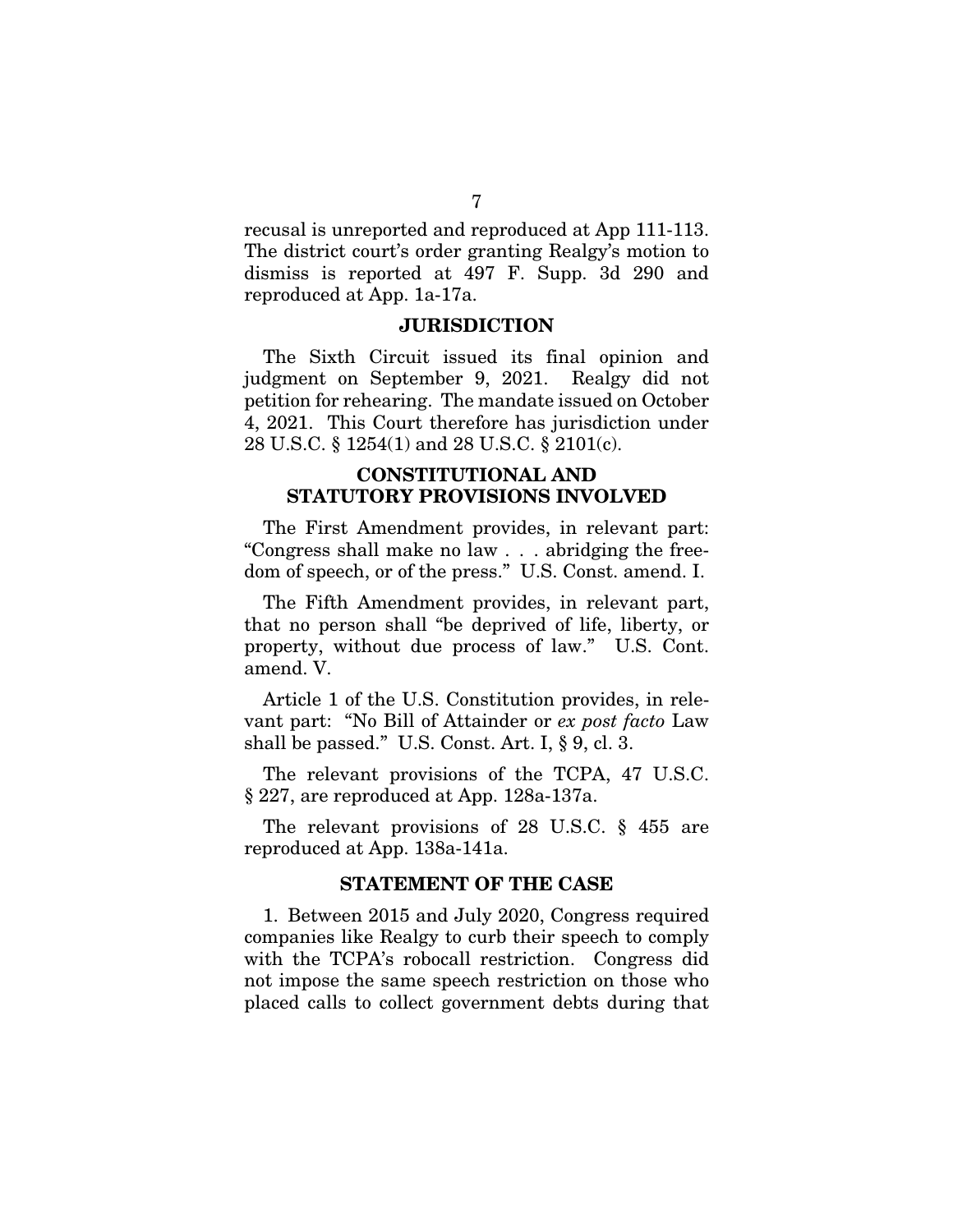recusal is unreported and reproduced at App 111-113. The district court's order granting Realgy's motion to dismiss is reported at 497 F. Supp. 3d 290 and reproduced at App. 1a-17a.

## JURISDICTION

The Sixth Circuit issued its final opinion and judgment on September 9, 2021. Realgy did not petition for rehearing. The mandate issued on October 4, 2021. This Court therefore has jurisdiction under 28 U.S.C. § 1254(1) and 28 U.S.C. § 2101(c).

## CONSTITUTIONAL AND STATUTORY PROVISIONS INVOLVED

The First Amendment provides, in relevant part: "Congress shall make no law . . . abridging the freedom of speech, or of the press." U.S. Const. amend. I.

The Fifth Amendment provides, in relevant part, that no person shall "be deprived of life, liberty, or property, without due process of law." U.S. Cont. amend. V.

Article 1 of the U.S. Constitution provides, in relevant part: "No Bill of Attainder or *ex post facto* Law shall be passed." U.S. Const. Art. I, § 9, cl. 3.

The relevant provisions of the TCPA, 47 U.S.C. § 227, are reproduced at App. 128a-137a.

The relevant provisions of 28 U.S.C. § 455 are reproduced at App. 138a-141a.

## STATEMENT OF THE CASE

1. Between 2015 and July 2020, Congress required companies like Realgy to curb their speech to comply with the TCPA's robocall restriction. Congress did not impose the same speech restriction on those who placed calls to collect government debts during that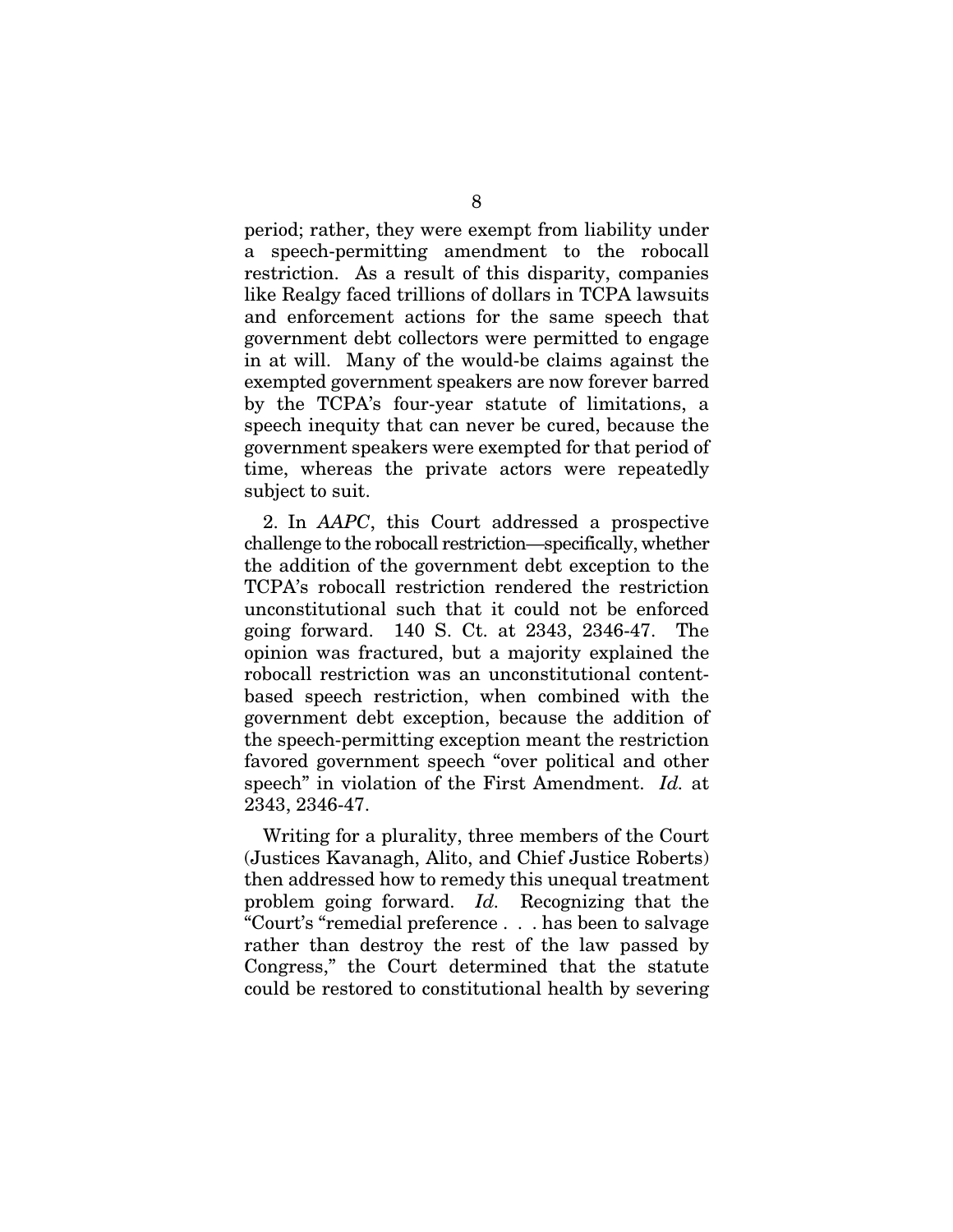period; rather, they were exempt from liability under a speech-permitting amendment to the robocall restriction. As a result of this disparity, companies like Realgy faced trillions of dollars in TCPA lawsuits and enforcement actions for the same speech that government debt collectors were permitted to engage in at will. Many of the would-be claims against the exempted government speakers are now forever barred by the TCPA's four-year statute of limitations, a speech inequity that can never be cured, because the government speakers were exempted for that period of time, whereas the private actors were repeatedly subject to suit.

2. In *AAPC*, this Court addressed a prospective challenge to the robocall restriction—specifically, whether the addition of the government debt exception to the TCPA's robocall restriction rendered the restriction unconstitutional such that it could not be enforced going forward. 140 S. Ct. at 2343, 2346-47. The opinion was fractured, but a majority explained the robocall restriction was an unconstitutional content-based speech restriction, when combined with the government debt exception, because the addition of the speech-permitting exception meant the restriction favored government speech "over political and other speech" in violation of the First Amendment. *Id.* at 2343, 2346-47.

Writing for a plurality, three members of the Court (Justices Kavanagh, Alito, and Chief Justice Roberts) then addressed how to remedy this unequal treatment problem going forward. *Id.* Recognizing that the "Court's "remedial preference . . . has been to salvage rather than destroy the rest of the law passed by Congress," the Court determined that the statute could be restored to constitutional health by severing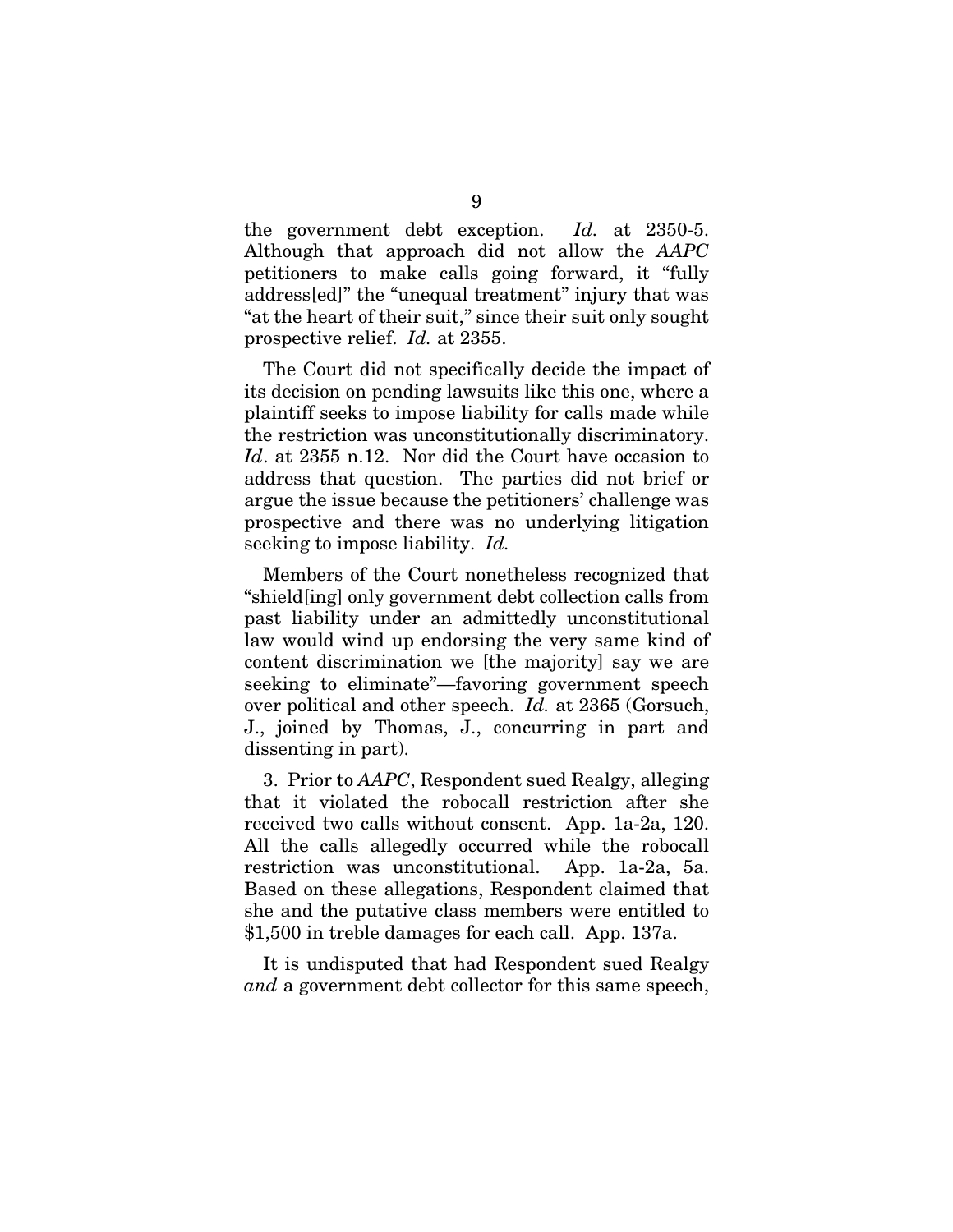the government debt exception. *Id.* at 2350-5. Although that approach did not allow the *AAPC* petitioners to make calls going forward, it "fully address[ed]" the "unequal treatment" injury that was "at the heart of their suit," since their suit only sought prospective relief. *Id.* at 2355.

The Court did not specifically decide the impact of its decision on pending lawsuits like this one, where a plaintiff seeks to impose liability for calls made while the restriction was unconstitutionally discriminatory. *Id*. at 2355 n.12. Nor did the Court have occasion to address that question. The parties did not brief or argue the issue because the petitioners' challenge was prospective and there was no underlying litigation seeking to impose liability. *Id.*

Members of the Court nonetheless recognized that "shield[ing] only government debt collection calls from past liability under an admittedly unconstitutional law would wind up endorsing the very same kind of content discrimination we [the majority] say we are seeking to eliminate"—favoring government speech over political and other speech. *Id.* at 2365 (Gorsuch, J., joined by Thomas, J., concurring in part and dissenting in part).

3. Prior to *AAPC*, Respondent sued Realgy, alleging that it violated the robocall restriction after she received two calls without consent. App. 1a-2a, 120. All the calls allegedly occurred while the robocall restriction was unconstitutional. App. 1a-2a, 5a. Based on these allegations, Respondent claimed that she and the putative class members were entitled to $1,500 in treble damages for each call. App. 137a.

It is undisputed that had Respondent sued Realgy *and* a government debt collector for this same speech,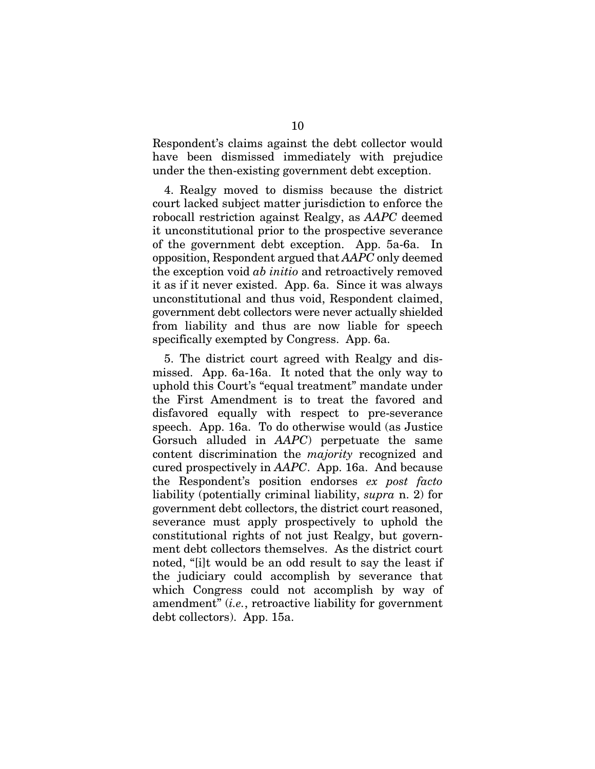Respondent's claims against the debt collector would have been dismissed immediately with prejudice under the then-existing government debt exception.

4. Realgy moved to dismiss because the district court lacked subject matter jurisdiction to enforce the robocall restriction against Realgy, as *AAPC* deemed it unconstitutional prior to the prospective severance of the government debt exception. App. 5a-6a. In opposition, Respondent argued that *AAPC* only deemed the exception void *ab initio* and retroactively removed it as if it never existed. App. 6a. Since it was always unconstitutional and thus void, Respondent claimed, government debt collectors were never actually shielded from liability and thus are now liable for speech specifically exempted by Congress. App. 6a.

5. The district court agreed with Realgy and dismissed. App. 6a-16a. It noted that the only way to uphold this Court's "equal treatment" mandate under the First Amendment is to treat the favored and disfavored equally with respect to pre-severance speech. App. 16a. To do otherwise would (as Justice Gorsuch alluded in *AAPC*) perpetuate the same content discrimination the *majority* recognized and cured prospectively in *AAPC*. App. 16a. And because the Respondent's position endorses *ex post facto* liability (potentially criminal liability, *supra* n. 2) for government debt collectors, the district court reasoned, severance must apply prospectively to uphold the constitutional rights of not just Realgy, but government debt collectors themselves. As the district court noted, "[i]t would be an odd result to say the least if the judiciary could accomplish by severance that which Congress could not accomplish by way of amendment" (*i.e.*, retroactive liability for government debt collectors). App. 15a.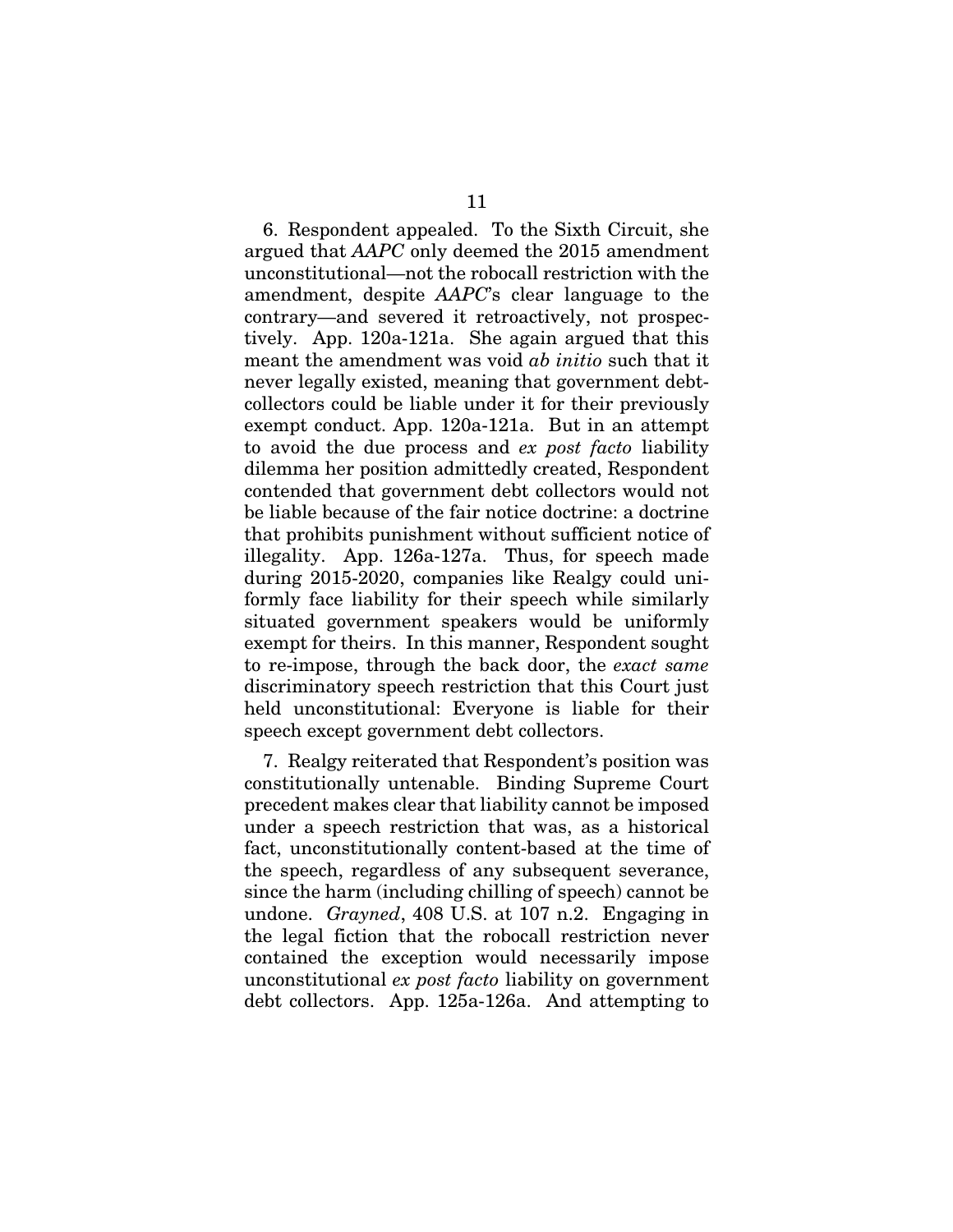6. Respondent appealed. To the Sixth Circuit, she argued that *AAPC* only deemed the 2015 amendment unconstitutional—not the robocall restriction with the amendment, despite *AAPC*'s clear language to the contrary—and severed it retroactively, not prospectively. App. 120a-121a. She again argued that this meant the amendment was void *ab initio* such that it never legally existed, meaning that government debt-collectors could be liable under it for their previously exempt conduct. App. 120a-121a. But in an attempt to avoid the due process and *ex post facto* liability dilemma her position admittedly created, Respondent contended that government debt collectors would not be liable because of the fair notice doctrine: a doctrine that prohibits punishment without sufficient notice of illegality. App. 126a-127a. Thus, for speech made during 2015-2020, companies like Realgy could uniformly face liability for their speech while similarly situated government speakers would be uniformly exempt for theirs. In this manner, Respondent sought to re-impose, through the back door, the *exact same* discriminatory speech restriction that this Court just held unconstitutional: Everyone is liable for their speech except government debt collectors.

7. Realgy reiterated that Respondent's position was constitutionally untenable. Binding Supreme Court precedent makes clear that liability cannot be imposed under a speech restriction that was, as a historical fact, unconstitutionally content-based at the time of the speech, regardless of any subsequent severance, since the harm (including chilling of speech) cannot be undone. *Grayned*, 408 U.S. at 107 n.2. Engaging in the legal fiction that the robocall restriction never contained the exception would necessarily impose unconstitutional *ex post facto* liability on government debt collectors. App. 125a-126a. And attempting to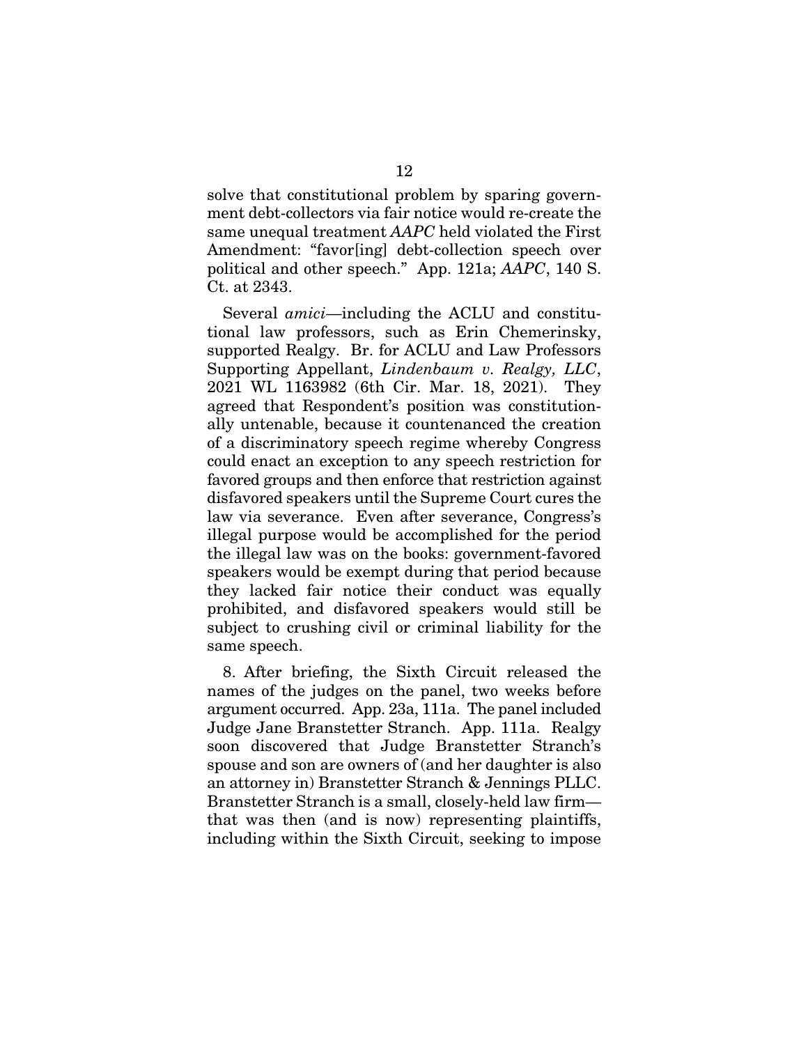solve that constitutional problem by sparing government debt-collectors via fair notice would re-create the same unequal treatment *AAPC* held violated the First Amendment: "favor[ing] debt-collection speech over political and other speech." App. 121a; *AAPC*, 140 S. Ct. at 2343.

Several *amici*—including the ACLU and constitutional law professors, such as Erin Chemerinsky, supported Realgy. Br. for ACLU and Law Professors Supporting Appellant, *Lindenbaum v. Realgy, LLC*, 2021 WL 1163982 (6th Cir. Mar. 18, 2021). They agreed that Respondent's position was constitutionally untenable, because it countenanced the creation of a discriminatory speech regime whereby Congress could enact an exception to any speech restriction for favored groups and then enforce that restriction against disfavored speakers until the Supreme Court cures the law via severance. Even after severance, Congress's illegal purpose would be accomplished for the period the illegal law was on the books: government-favored speakers would be exempt during that period because they lacked fair notice their conduct was equally prohibited, and disfavored speakers would still be subject to crushing civil or criminal liability for the same speech.

8. After briefing, the Sixth Circuit released the names of the judges on the panel, two weeks before argument occurred. App. 23a, 111a. The panel included Judge Jane Branstetter Stranch. App. 111a. Realgy soon discovered that Judge Branstetter Stranch's spouse and son are owners of (and her daughter is also an attorney in) Branstetter Stranch & Jennings PLLC. Branstetter Stranch is a small, closely-held law firm—that was then (and is now) representing plaintiffs, including within the Sixth Circuit, seeking to impose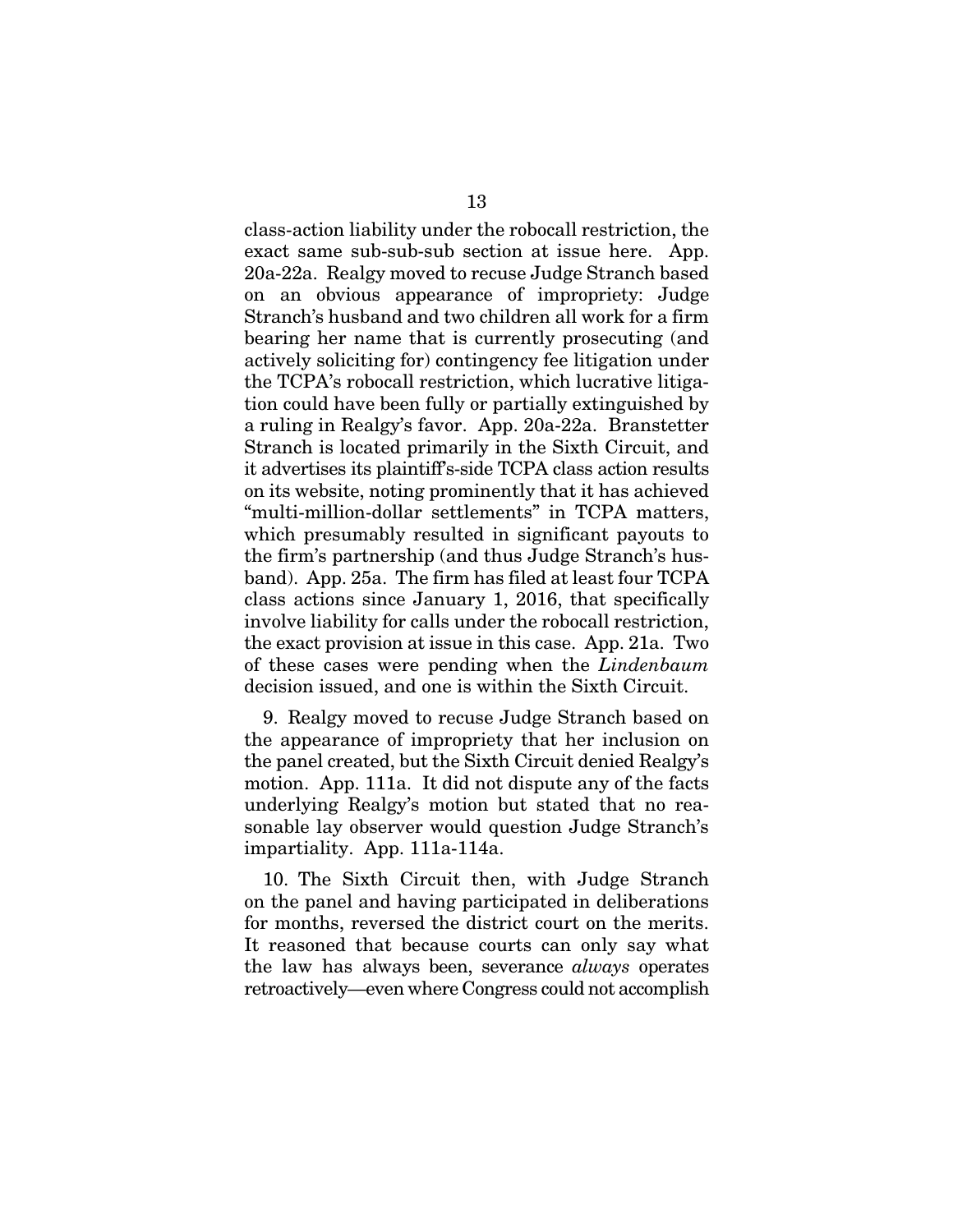class-action liability under the robocall restriction, the exact same sub-sub-sub section at issue here. App. 20a-22a. Realgy moved to recuse Judge Stranch based on an obvious appearance of impropriety: Judge Stranch's husband and two children all work for a firm bearing her name that is currently prosecuting (and actively soliciting for) contingency fee litigation under the TCPA's robocall restriction, which lucrative litigation could have been fully or partially extinguished by a ruling in Realgy's favor. App. 20a-22a. Branstetter Stranch is located primarily in the Sixth Circuit, and it advertises its plaintiff's-side TCPA class action results on its website, noting prominently that it has achieved "multi-million-dollar settlements" in TCPA matters, which presumably resulted in significant payouts to the firm's partnership (and thus Judge Stranch's husband). App. 25a. The firm has filed at least four TCPA class actions since January 1, 2016, that specifically involve liability for calls under the robocall restriction, the exact provision at issue in this case. App. 21a. Two of these cases were pending when the *Lindenbaum* decision issued, and one is within the Sixth Circuit.

9. Realgy moved to recuse Judge Stranch based on the appearance of impropriety that her inclusion on the panel created, but the Sixth Circuit denied Realgy's motion. App. 111a. It did not dispute any of the facts underlying Realgy's motion but stated that no reasonable lay observer would question Judge Stranch's impartiality. App. 111a-114a.

10. The Sixth Circuit then, with Judge Stranch on the panel and having participated in deliberations for months, reversed the district court on the merits. It reasoned that because courts can only say what the law has always been, severance *always* operates retroactively—even where Congress could not accomplish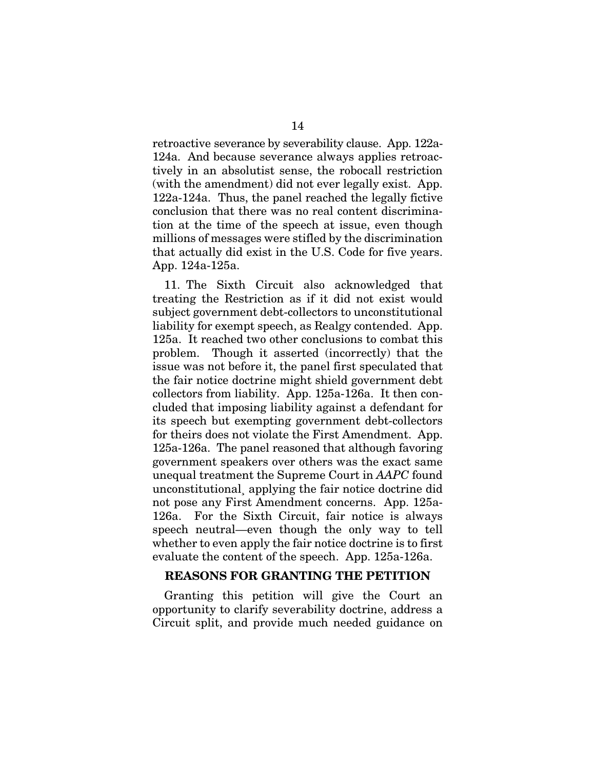retroactive severance by severability clause. App. 122a-124a. And because severance always applies retroactively in an absolutist sense, the robocall restriction (with the amendment) did not ever legally exist. App. 122a-124a. Thus, the panel reached the legally fictive conclusion that there was no real content discrimination at the time of the speech at issue, even though millions of messages were stifled by the discrimination that actually did exist in the U.S. Code for five years. App. 124a-125a.

11. The Sixth Circuit also acknowledged that treating the Restriction as if it did not exist would subject government debt-collectors to unconstitutional liability for exempt speech, as Realgy contended. App. 125a. It reached two other conclusions to combat this problem. Though it asserted (incorrectly) that the issue was not before it, the panel first speculated that the fair notice doctrine might shield government debt collectors from liability. App. 125a-126a. It then concluded that imposing liability against a defendant for its speech but exempting government debt-collectors for theirs does not violate the First Amendment. App. 125a-126a. The panel reasoned that although favoring government speakers over others was the exact same unequal treatment the Supreme Court in *AAPC* found unconstitutional¸ applying the fair notice doctrine did not pose any First Amendment concerns. App. 125a-126a. For the Sixth Circuit, fair notice is always speech neutral—even though the only way to tell whether to even apply the fair notice doctrine is to first evaluate the content of the speech. App. 125a-126a.

## REASONS FOR GRANTING THE PETITION

Granting this petition will give the Court an opportunity to clarify severability doctrine, address a Circuit split, and provide much needed guidance on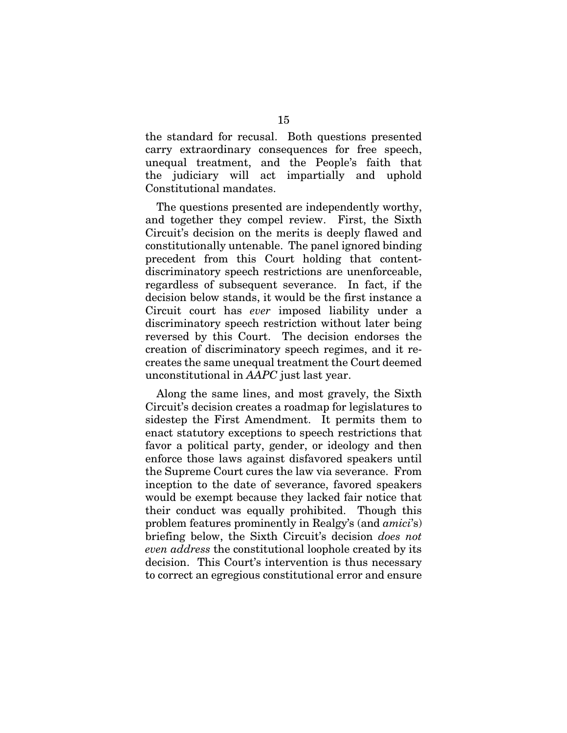the standard for recusal. Both questions presented carry extraordinary consequences for free speech, unequal treatment, and the People's faith that the judiciary will act impartially and uphold Constitutional mandates.

The questions presented are independently worthy, and together they compel review. First, the Sixth Circuit's decision on the merits is deeply flawed and constitutionally untenable. The panel ignored binding precedent from this Court holding that content-discriminatory speech restrictions are unenforceable, regardless of subsequent severance. In fact, if the decision below stands, it would be the first instance a Circuit court has *ever* imposed liability under a discriminatory speech restriction without later being reversed by this Court. The decision endorses the creation of discriminatory speech regimes, and it re-creates the same unequal treatment the Court deemed unconstitutional in *AAPC* just last year.

Along the same lines, and most gravely, the Sixth Circuit's decision creates a roadmap for legislatures to sidestep the First Amendment. It permits them to enact statutory exceptions to speech restrictions that favor a political party, gender, or ideology and then enforce those laws against disfavored speakers until the Supreme Court cures the law via severance. From inception to the date of severance, favored speakers would be exempt because they lacked fair notice that their conduct was equally prohibited. Though this problem features prominently in Realgy's (and *amici*'s) briefing below, the Sixth Circuit's decision *does not even address* the constitutional loophole created by its decision. This Court's intervention is thus necessary to correct an egregious constitutional error and ensure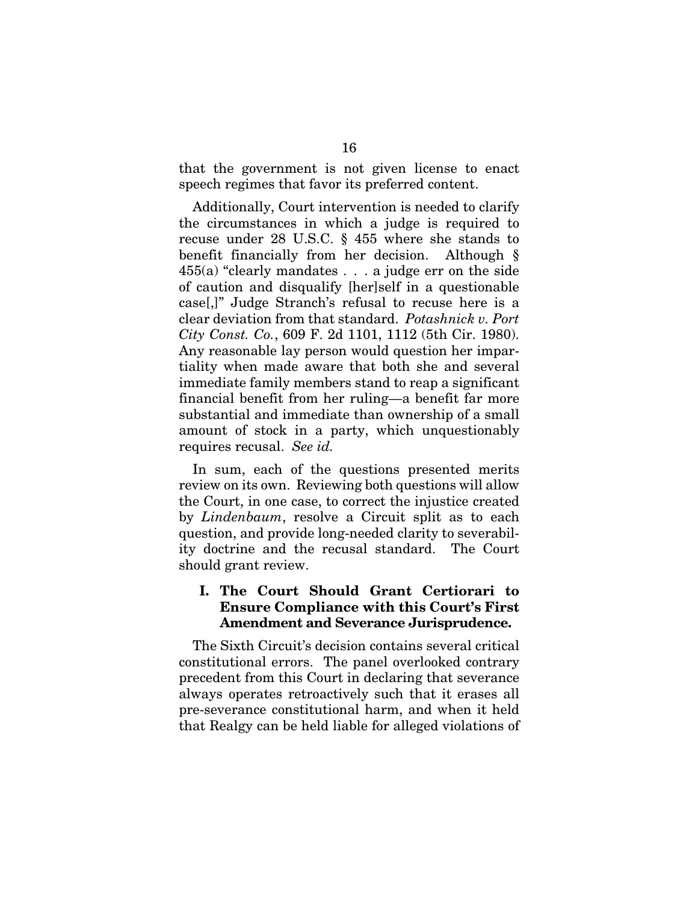that the government is not given license to enact speech regimes that favor its preferred content.

Additionally, Court intervention is needed to clarify the circumstances in which a judge is required to recuse under 28 U.S.C. § 455 where she stands to benefit financially from her decision. Although § 455(a) "clearly mandates . . . a judge err on the side of caution and disqualify [her]self in a questionable case[,]" Judge Stranch's refusal to recuse here is a clear deviation from that standard. *Potashnick v. Port City Const. Co.*, 609 F. 2d 1101, 1112 (5th Cir. 1980). Any reasonable lay person would question her impartiality when made aware that both she and several immediate family members stand to reap a significant financial benefit from her ruling—a benefit far more substantial and immediate than ownership of a small amount of stock in a party, which unquestionably requires recusal. *See id.*

In sum, each of the questions presented merits review on its own. Reviewing both questions will allow the Court, in one case, to correct the injustice created by *Lindenbaum*, resolve a Circuit split as to each question, and provide long-needed clarity to severability doctrine and the recusal standard. The Court should grant review.

## I. The Court Should Grant Certiorari to Ensure Compliance with this Court's First Amendment and Severance Jurisprudence.

The Sixth Circuit's decision contains several critical constitutional errors. The panel overlooked contrary precedent from this Court in declaring that severance always operates retroactively such that it erases all pre-severance constitutional harm, and when it held that Realgy can be held liable for alleged violations of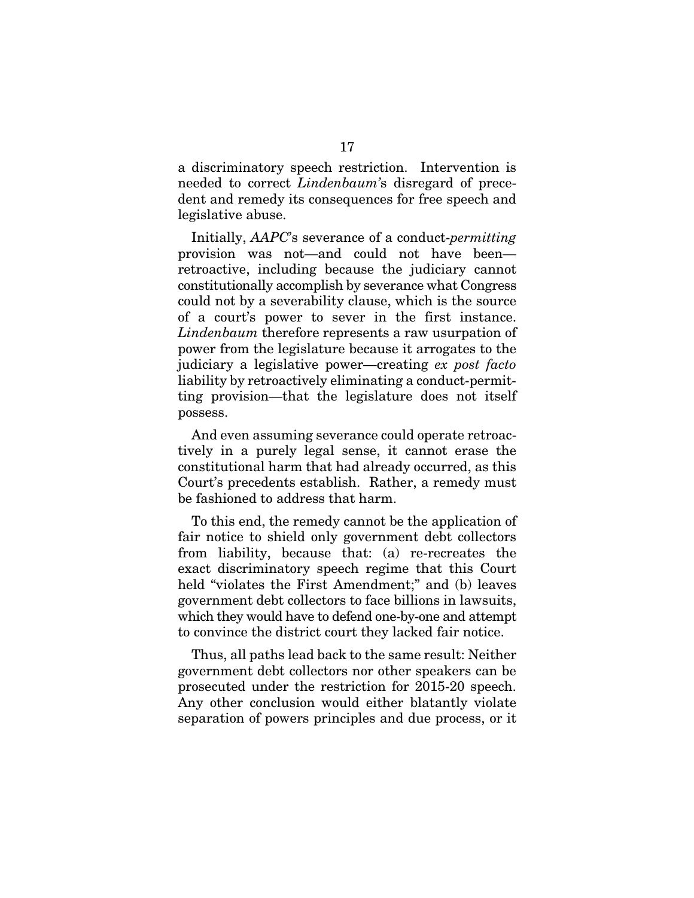a discriminatory speech restriction. Intervention is needed to correct *Lindenbaum*'s disregard of precedent and remedy its consequences for free speech and legislative abuse.

Initially, *AAPC*'s severance of a conduct-*permitting* provision was not—and could not have been—retroactive, including because the judiciary cannot constitutionally accomplish by severance what Congress could not by a severability clause, which is the source of a court's power to sever in the first instance. *Lindenbaum* therefore represents a raw usurpation of power from the legislature because it arrogates to the judiciary a legislative power—creating *ex post facto* liability by retroactively eliminating a conduct-permitting provision—that the legislature does not itself possess.

And even assuming severance could operate retroactively in a purely legal sense, it cannot erase the constitutional harm that had already occurred, as this Court's precedents establish. Rather, a remedy must be fashioned to address that harm.

To this end, the remedy cannot be the application of fair notice to shield only government debt collectors from liability, because that: (a) re-recreates the exact discriminatory speech regime that this Court held "violates the First Amendment;" and (b) leaves government debt collectors to face billions in lawsuits, which they would have to defend one-by-one and attempt to convince the district court they lacked fair notice.

Thus, all paths lead back to the same result: Neither government debt collectors nor other speakers can be prosecuted under the restriction for 2015-20 speech. Any other conclusion would either blatantly violate separation of powers principles and due process, or it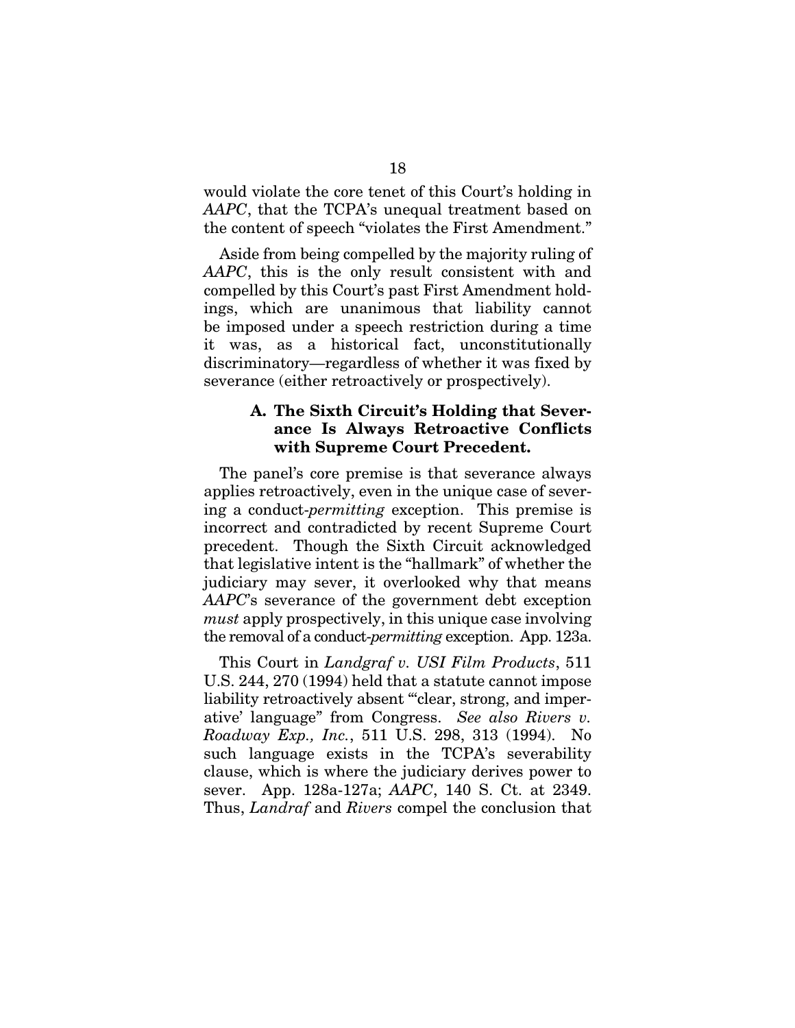would violate the core tenet of this Court's holding in *AAPC*, that the TCPA's unequal treatment based on the content of speech "violates the First Amendment."

Aside from being compelled by the majority ruling of *AAPC*, this is the only result consistent with and compelled by this Court's past First Amendment holdings, which are unanimous that liability cannot be imposed under a speech restriction during a time it was, as a historical fact, unconstitutionally discriminatory—regardless of whether it was fixed by severance (either retroactively or prospectively).

### A. The Sixth Circuit's Holding that Severance Is Always Retroactive Conflicts with Supreme Court Precedent.

The panel's core premise is that severance always applies retroactively, even in the unique case of severing a conduct-*permitting* exception. This premise is incorrect and contradicted by recent Supreme Court precedent. Though the Sixth Circuit acknowledged that legislative intent is the "hallmark" of whether the judiciary may sever, it overlooked why that means *AAPC*'s severance of the government debt exception *must* apply prospectively, in this unique case involving the removal of a conduct-*permitting* exception. App. 123a.

This Court in *Landgraf v. USI Film Products*, 511 U.S. 244, 270 (1994) held that a statute cannot impose liability retroactively absent "'clear, strong, and imperative' language" from Congress. *See also Rivers v. Roadway Exp., Inc.*, 511 U.S. 298, 313 (1994). No such language exists in the TCPA's severability clause, which is where the judiciary derives power to sever. App. 128a-127a; *AAPC*, 140 S. Ct. at 2349. Thus, *Landraf* and *Rivers* compel the conclusion that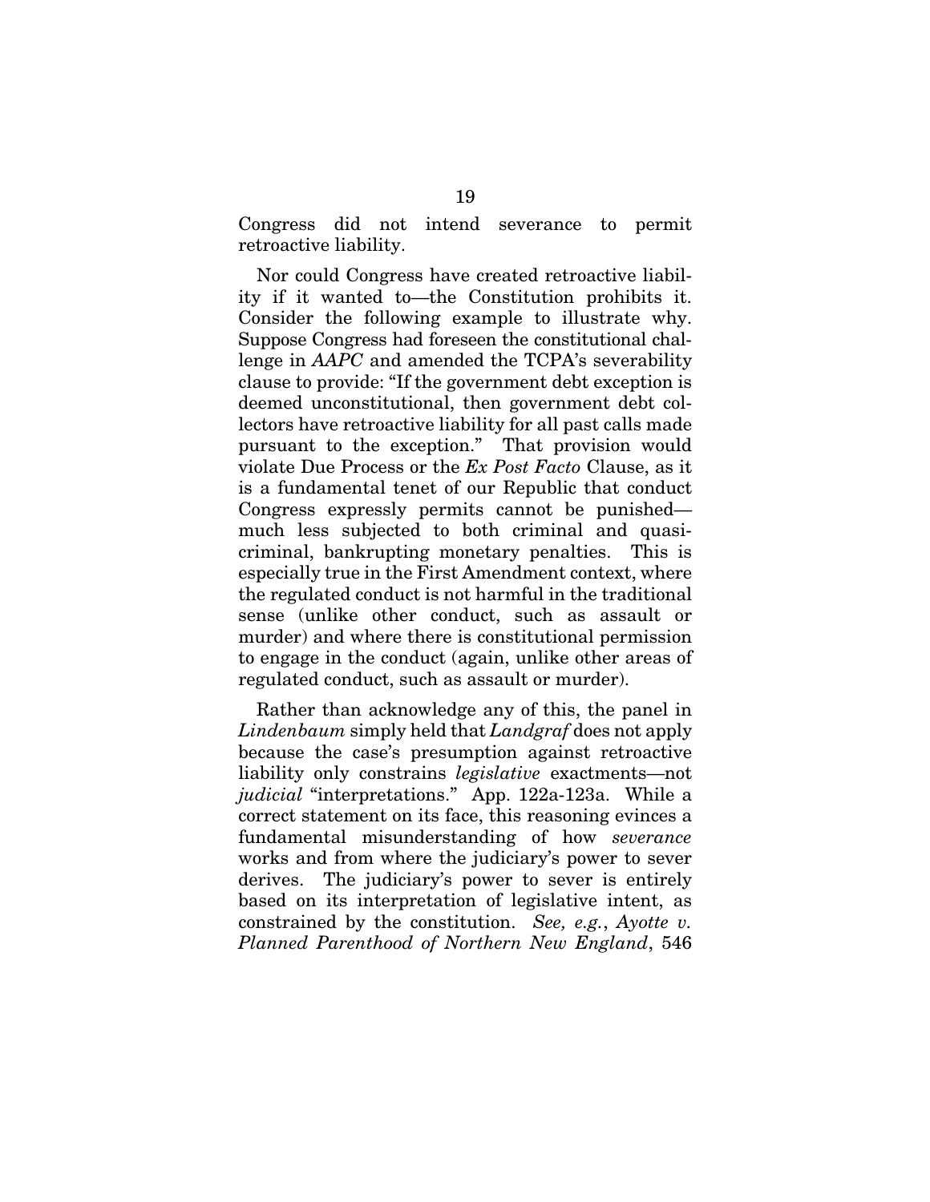Congress did not intend severance to permit retroactive liability.

Nor could Congress have created retroactive liability if it wanted to—the Constitution prohibits it. Consider the following example to illustrate why. Suppose Congress had foreseen the constitutional challenge in *AAPC* and amended the TCPA's severability clause to provide: "If the government debt exception is deemed unconstitutional, then government debt collectors have retroactive liability for all past calls made pursuant to the exception." That provision would violate Due Process or the *Ex Post Facto* Clause, as it is a fundamental tenet of our Republic that conduct Congress expressly permits cannot be punished—much less subjected to both criminal and quasi-criminal, bankrupting monetary penalties. This is especially true in the First Amendment context, where the regulated conduct is not harmful in the traditional sense (unlike other conduct, such as assault or murder) and where there is constitutional permission to engage in the conduct (again, unlike other areas of regulated conduct, such as assault or murder).

Rather than acknowledge any of this, the panel in *Lindenbaum* simply held that *Landgraf* does not apply because the case's presumption against retroactive liability only constrains *legislative* exactments—not *judicial* "interpretations." App. 122a-123a. While a correct statement on its face, this reasoning evinces a fundamental misunderstanding of how *severance* works and from where the judiciary's power to sever derives. The judiciary's power to sever is entirely based on its interpretation of legislative intent, as constrained by the constitution. *See, e.g.*, *Ayotte v. Planned Parenthood of Northern New England*, 546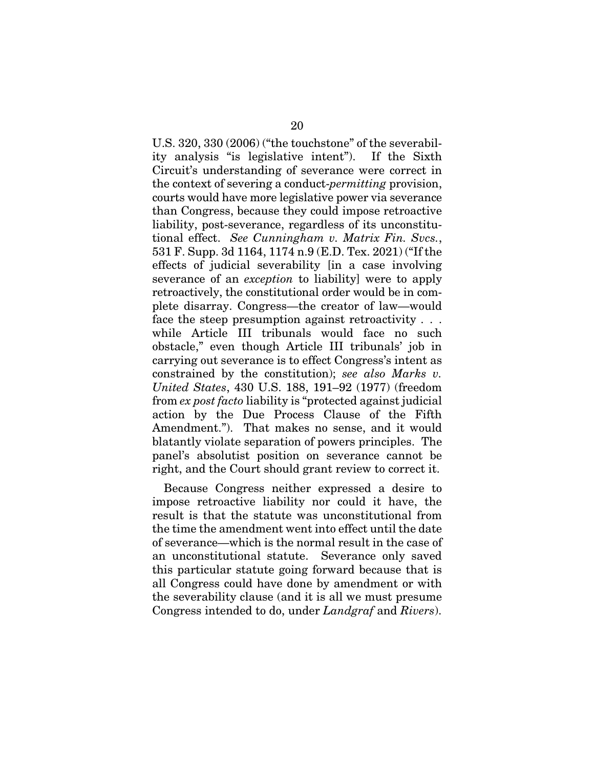U.S. 320, 330 (2006) ("the touchstone" of the severability analysis "is legislative intent"). If the Sixth Circuit's understanding of severance were correct in the context of severing a conduct-*permitting* provision, courts would have more legislative power via severance than Congress, because they could impose retroactive liability, post-severance, regardless of its unconstitutional effect. *See Cunningham v. Matrix Fin. Svcs.*, 531 F. Supp. 3d 1164, 1174 n.9 (E.D. Tex. 2021) ("If the effects of judicial severability [in a case involving severance of an *exception* to liability] were to apply retroactively, the constitutional order would be in complete disarray. Congress—the creator of law—would face the steep presumption against retroactivity . . . while Article III tribunals would face no such obstacle," even though Article III tribunals' job in carrying out severance is to effect Congress's intent as constrained by the constitution); *see also Marks v. United States*, 430 U.S. 188, 191–92 (1977) (freedom from *ex post facto* liability is "protected against judicial action by the Due Process Clause of the Fifth Amendment."). That makes no sense, and it would blatantly violate separation of powers principles. The panel's absolutist position on severance cannot be right, and the Court should grant review to correct it.

Because Congress neither expressed a desire to impose retroactive liability nor could it have, the result is that the statute was unconstitutional from the time the amendment went into effect until the date of severance—which is the normal result in the case of an unconstitutional statute. Severance only saved this particular statute going forward because that is all Congress could have done by amendment or with the severability clause (and it is all we must presume Congress intended to do, under *Landgraf* and *Rivers*).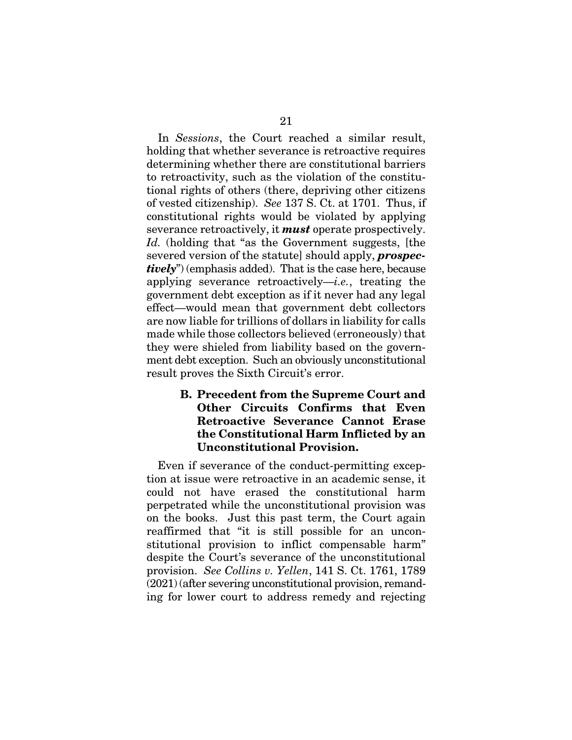In *Sessions*, the Court reached a similar result, holding that whether severance is retroactive requires determining whether there are constitutional barriers to retroactivity, such as the violation of the constitutional rights of others (there, depriving other citizens of vested citizenship). *See* 137 S. Ct. at 1701. Thus, if constitutional rights would be violated by applying severance retroactively, it ***must*** operate prospectively. *Id.* (holding that "as the Government suggests, [the severed version of the statute] should apply, ***prospectively***") (emphasis added). That is the case here, because applying severance retroactively—*i.e.*, treating the government debt exception as if it never had any legal effect—would mean that government debt collectors are now liable for trillions of dollars in liability for calls made while those collectors believed (erroneously) that they were shielded from liability based on the government debt exception. Such an obviously unconstitutional result proves the Sixth Circuit's error.

### B. Precedent from the Supreme Court and Other Circuits Confirms that Even Retroactive Severance Cannot Erase the Constitutional Harm Inflicted by an Unconstitutional Provision.

Even if severance of the conduct-permitting exception at issue were retroactive in an academic sense, it could not have erased the constitutional harm perpetrated while the unconstitutional provision was on the books. Just this past term, the Court again reaffirmed that "it is still possible for an unconstitutional provision to inflict compensable harm" despite the Court's severance of the unconstitutional provision. *See Collins v. Yellen*, 141 S. Ct. 1761, 1789 (2021) (after severing unconstitutional provision, remanding for lower court to address remedy and rejecting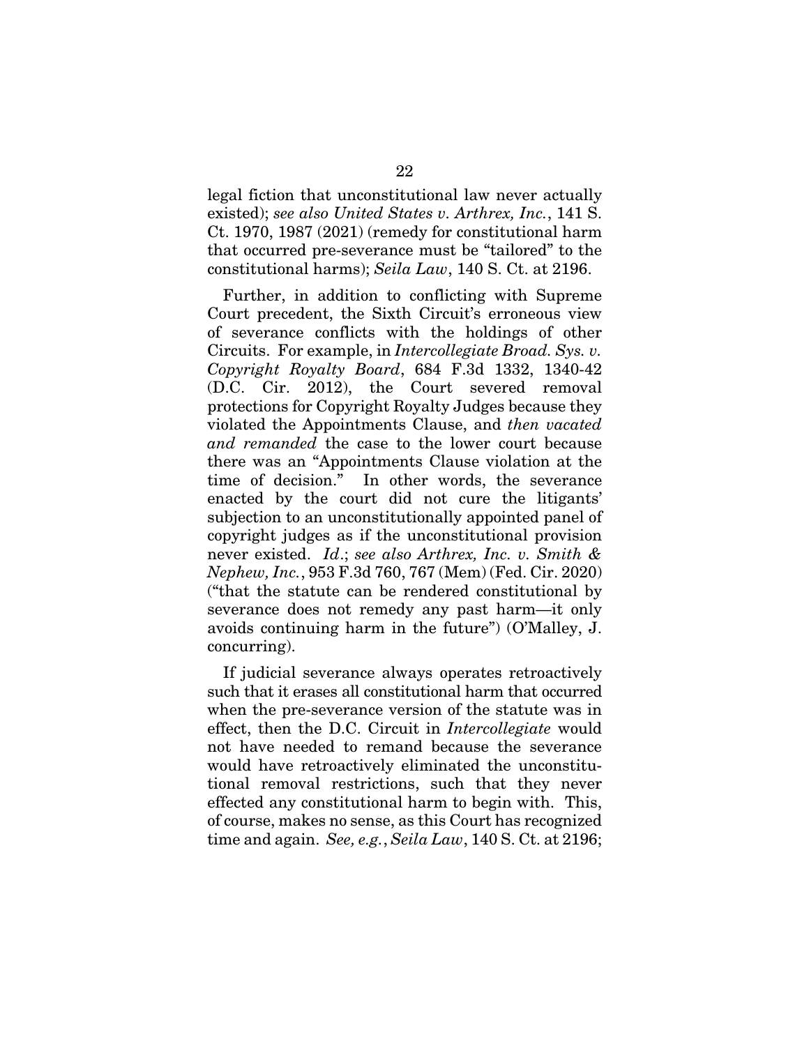legal fiction that unconstitutional law never actually existed); *see also United States v. Arthrex, Inc.*, 141 S. Ct. 1970, 1987 (2021) (remedy for constitutional harm that occurred pre-severance must be "tailored" to the constitutional harms); *Seila Law*, 140 S. Ct. at 2196.

Further, in addition to conflicting with Supreme Court precedent, the Sixth Circuit's erroneous view of severance conflicts with the holdings of other Circuits. For example, in *Intercollegiate Broad. Sys. v. Copyright Royalty Board*, 684 F.3d 1332, 1340-42 (D.C. Cir. 2012), the Court severed removal protections for Copyright Royalty Judges because they violated the Appointments Clause, and *then vacated and remanded* the case to the lower court because there was an "Appointments Clause violation at the time of decision." In other words, the severance enacted by the court did not cure the litigants' subjection to an unconstitutionally appointed panel of copyright judges as if the unconstitutional provision never existed. *Id*.; *see also Arthrex, Inc. v. Smith & Nephew, Inc.*, 953 F.3d 760, 767 (Mem) (Fed. Cir. 2020) ("that the statute can be rendered constitutional by severance does not remedy any past harm—it only avoids continuing harm in the future") (O'Malley, J. concurring).

If judicial severance always operates retroactively such that it erases all constitutional harm that occurred when the pre-severance version of the statute was in effect, then the D.C. Circuit in *Intercollegiate* would not have needed to remand because the severance would have retroactively eliminated the unconstitutional removal restrictions, such that they never effected any constitutional harm to begin with. This, of course, makes no sense, as this Court has recognized time and again. *See, e.g.*, *Seila Law*, 140 S. Ct. at 2196;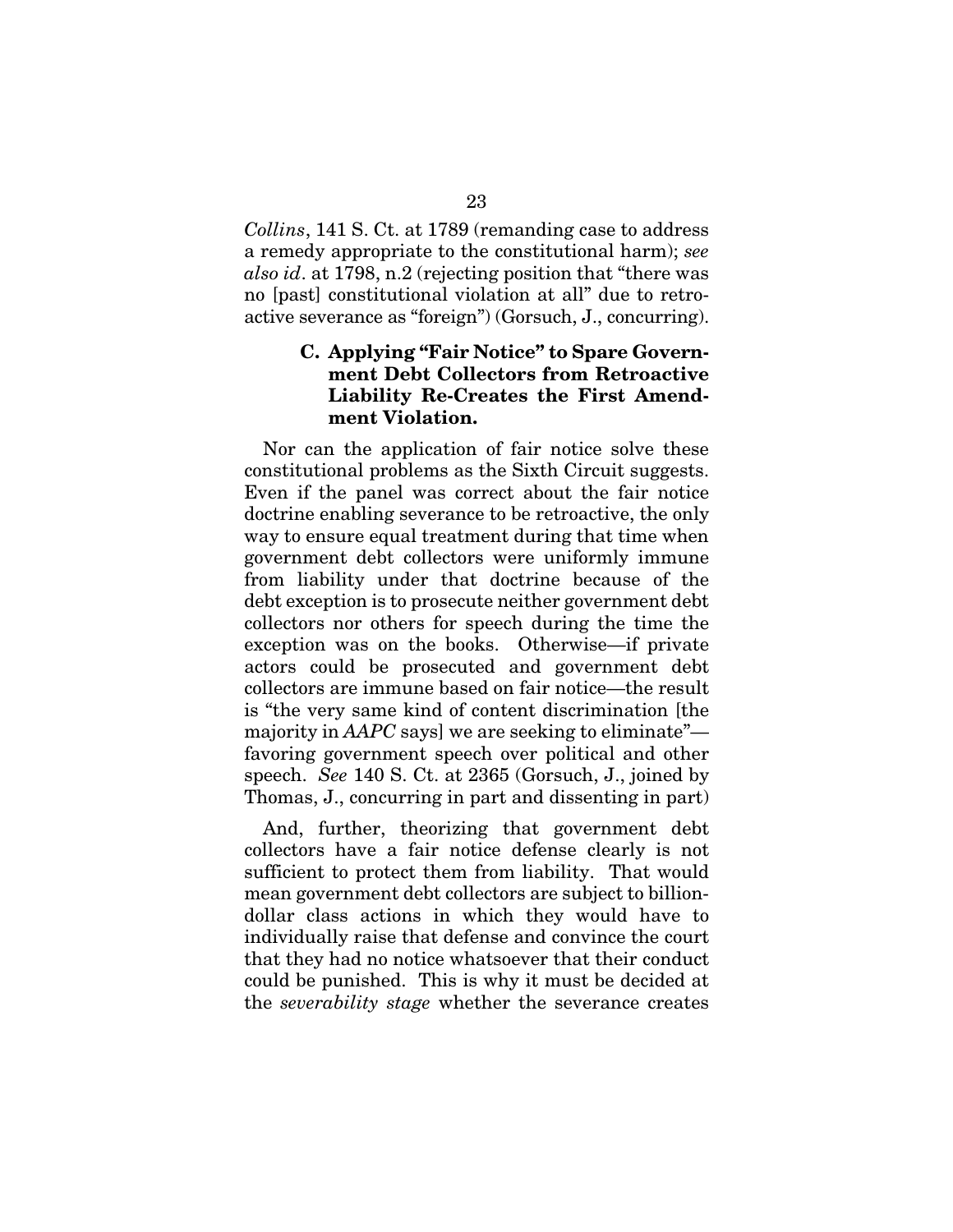*Collins*, 141 S. Ct. at 1789 (remanding case to address a remedy appropriate to the constitutional harm); *see also id*. at 1798, n.2 (rejecting position that "there was no [past] constitutional violation at all" due to retroactive severance as "foreign") (Gorsuch, J., concurring).

### C. Applying "Fair Notice" to Spare Government Debt Collectors from Retroactive Liability Re-Creates the First Amendment Violation.

Nor can the application of fair notice solve these constitutional problems as the Sixth Circuit suggests. Even if the panel was correct about the fair notice doctrine enabling severance to be retroactive, the only way to ensure equal treatment during that time when government debt collectors were uniformly immune from liability under that doctrine because of the debt exception is to prosecute neither government debt collectors nor others for speech during the time the exception was on the books. Otherwise—if private actors could be prosecuted and government debt collectors are immune based on fair notice—the result is "the very same kind of content discrimination [the majority in *AAPC* says] we are seeking to eliminate"—favoring government speech over political and other speech. *See* 140 S. Ct. at 2365 (Gorsuch, J., joined by Thomas, J., concurring in part and dissenting in part)

And, further, theorizing that government debt collectors have a fair notice defense clearly is not sufficient to protect them from liability. That would mean government debt collectors are subject to billion-dollar class actions in which they would have to individually raise that defense and convince the court that they had no notice whatsoever that their conduct could be punished. This is why it must be decided at the *severability stage* whether the severance creates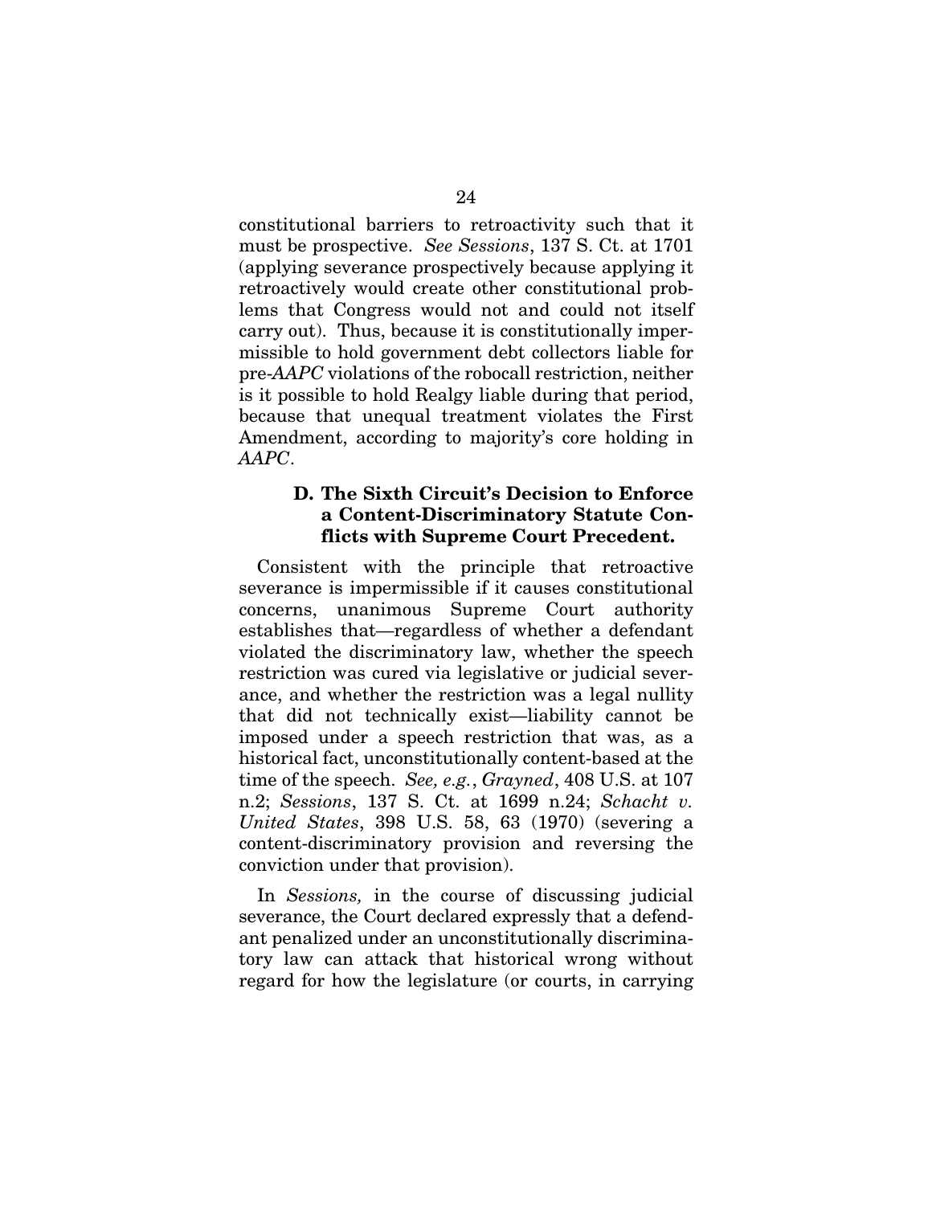constitutional barriers to retroactivity such that it must be prospective. *See Sessions*, 137 S. Ct. at 1701 (applying severance prospectively because applying it retroactively would create other constitutional problems that Congress would not and could not itself carry out). Thus, because it is constitutionally impermissible to hold government debt collectors liable for pre-*AAPC* violations of the robocall restriction, neither is it possible to hold Realgy liable during that period, because that unequal treatment violates the First Amendment, according to majority's core holding in *AAPC*.

### D. The Sixth Circuit's Decision to Enforce a Content-Discriminatory Statute Conflicts with Supreme Court Precedent.

Consistent with the principle that retroactive severance is impermissible if it causes constitutional concerns, unanimous Supreme Court authority establishes that—regardless of whether a defendant violated the discriminatory law, whether the speech restriction was cured via legislative or judicial severance, and whether the restriction was a legal nullity that did not technically exist—liability cannot be imposed under a speech restriction that was, as a historical fact, unconstitutionally content-based at the time of the speech. *See, e.g.*, *Grayned*, 408 U.S. at 107 n.2; *Sessions*, 137 S. Ct. at 1699 n.24; *Schacht v. United States*, 398 U.S. 58, 63 (1970) (severing a content-discriminatory provision and reversing the conviction under that provision).

In *Sessions,* in the course of discussing judicial severance, the Court declared expressly that a defendant penalized under an unconstitutionally discriminatory law can attack that historical wrong without regard for how the legislature (or courts, in carrying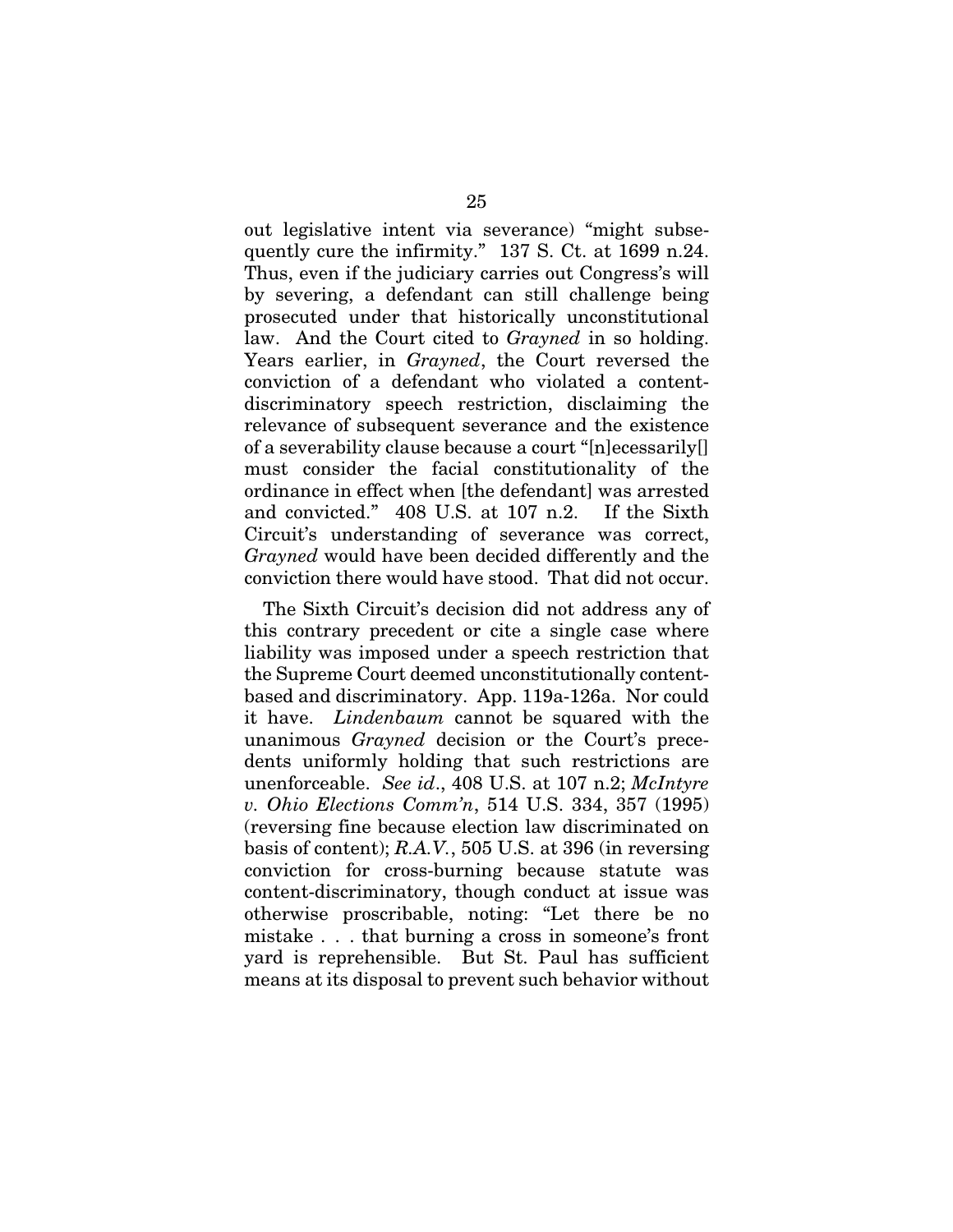out legislative intent via severance) "might subsequently cure the infirmity." 137 S. Ct. at 1699 n.24. Thus, even if the judiciary carries out Congress's will by severing, a defendant can still challenge being prosecuted under that historically unconstitutional law. And the Court cited to *Grayned* in so holding. Years earlier, in *Grayned*, the Court reversed the conviction of a defendant who violated a content-discriminatory speech restriction, disclaiming the relevance of subsequent severance and the existence of a severability clause because a court "[n]ecessarily[] must consider the facial constitutionality of the ordinance in effect when [the defendant] was arrested and convicted." 408 U.S. at 107 n.2. If the Sixth Circuit's understanding of severance was correct, *Grayned* would have been decided differently and the conviction there would have stood. That did not occur.

The Sixth Circuit's decision did not address any of this contrary precedent or cite a single case where liability was imposed under a speech restriction that the Supreme Court deemed unconstitutionally content-based and discriminatory. App. 119a-126a. Nor could it have. *Lindenbaum* cannot be squared with the unanimous *Grayned* decision or the Court's precedents uniformly holding that such restrictions are unenforceable. *See id*., 408 U.S. at 107 n.2; *McIntyre v. Ohio Elections Comm'n*, 514 U.S. 334, 357 (1995) (reversing fine because election law discriminated on basis of content); *R.A.V.*, 505 U.S. at 396 (in reversing conviction for cross-burning because statute was content-discriminatory, though conduct at issue was otherwise proscribable, noting: "Let there be no mistake . . . that burning a cross in someone's front yard is reprehensible. But St. Paul has sufficient means at its disposal to prevent such behavior without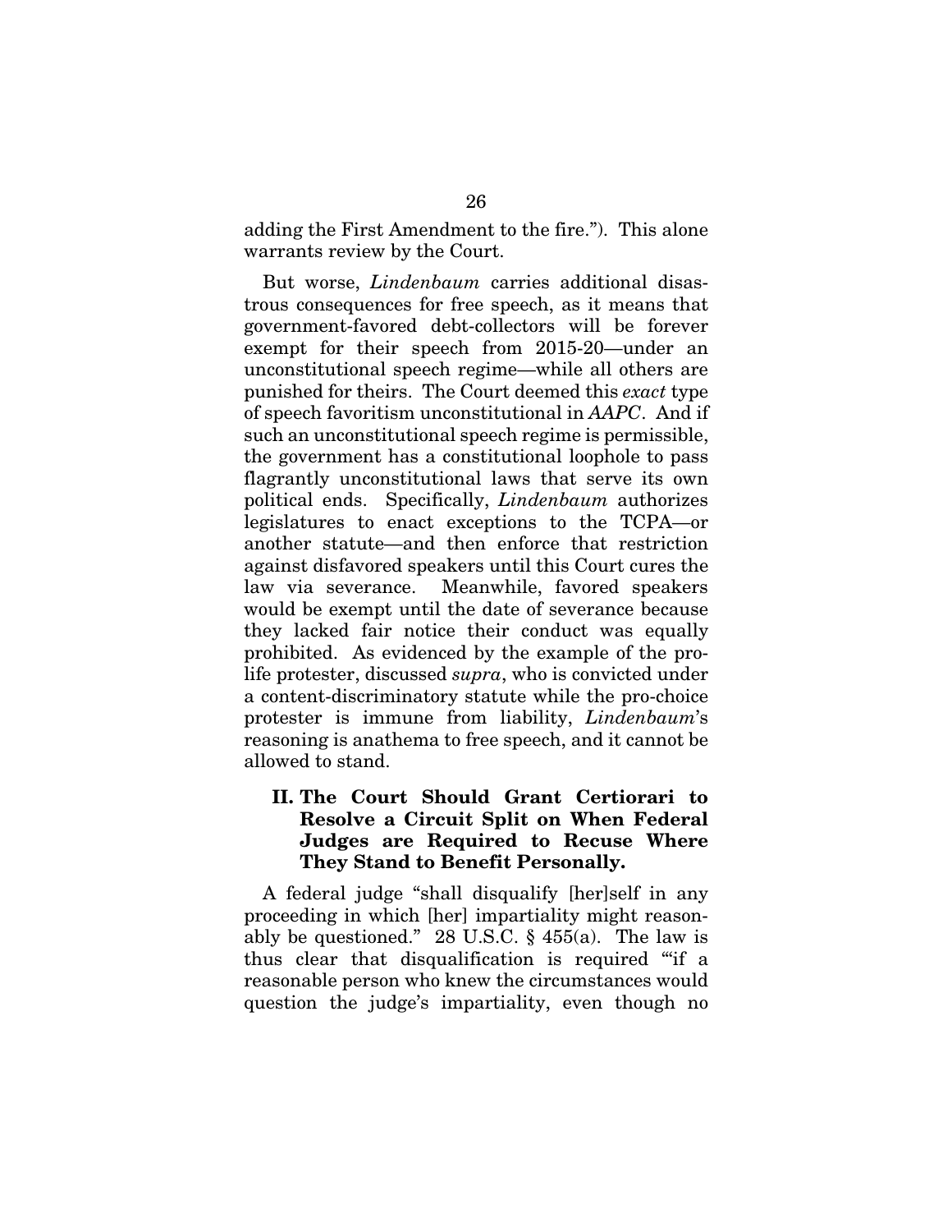adding the First Amendment to the fire."). This alone warrants review by the Court.

But worse, *Lindenbaum* carries additional disastrous consequences for free speech, as it means that government-favored debt-collectors will be forever exempt for their speech from 2015-20—under an unconstitutional speech regime—while all others are punished for theirs. The Court deemed this *exact* type of speech favoritism unconstitutional in *AAPC*. And if such an unconstitutional speech regime is permissible, the government has a constitutional loophole to pass flagrantly unconstitutional laws that serve its own political ends. Specifically, *Lindenbaum* authorizes legislatures to enact exceptions to the TCPA—or another statute—and then enforce that restriction against disfavored speakers until this Court cures the law via severance. Meanwhile, favored speakers would be exempt until the date of severance because they lacked fair notice their conduct was equally prohibited. As evidenced by the example of the pro-life protester, discussed *supra*, who is convicted under a content-discriminatory statute while the pro-choice protester is immune from liability, *Lindenbaum*'s reasoning is anathema to free speech, and it cannot be allowed to stand.

## II. The Court Should Grant Certiorari to Resolve a Circuit Split on When Federal Judges are Required to Recuse Where They Stand to Benefit Personally.

A federal judge "shall disqualify [her]self in any proceeding in which [her] impartiality might reasonably be questioned." 28 U.S.C. § 455(a). The law is thus clear that disqualification is required "'if a reasonable person who knew the circumstances would question the judge's impartiality, even though no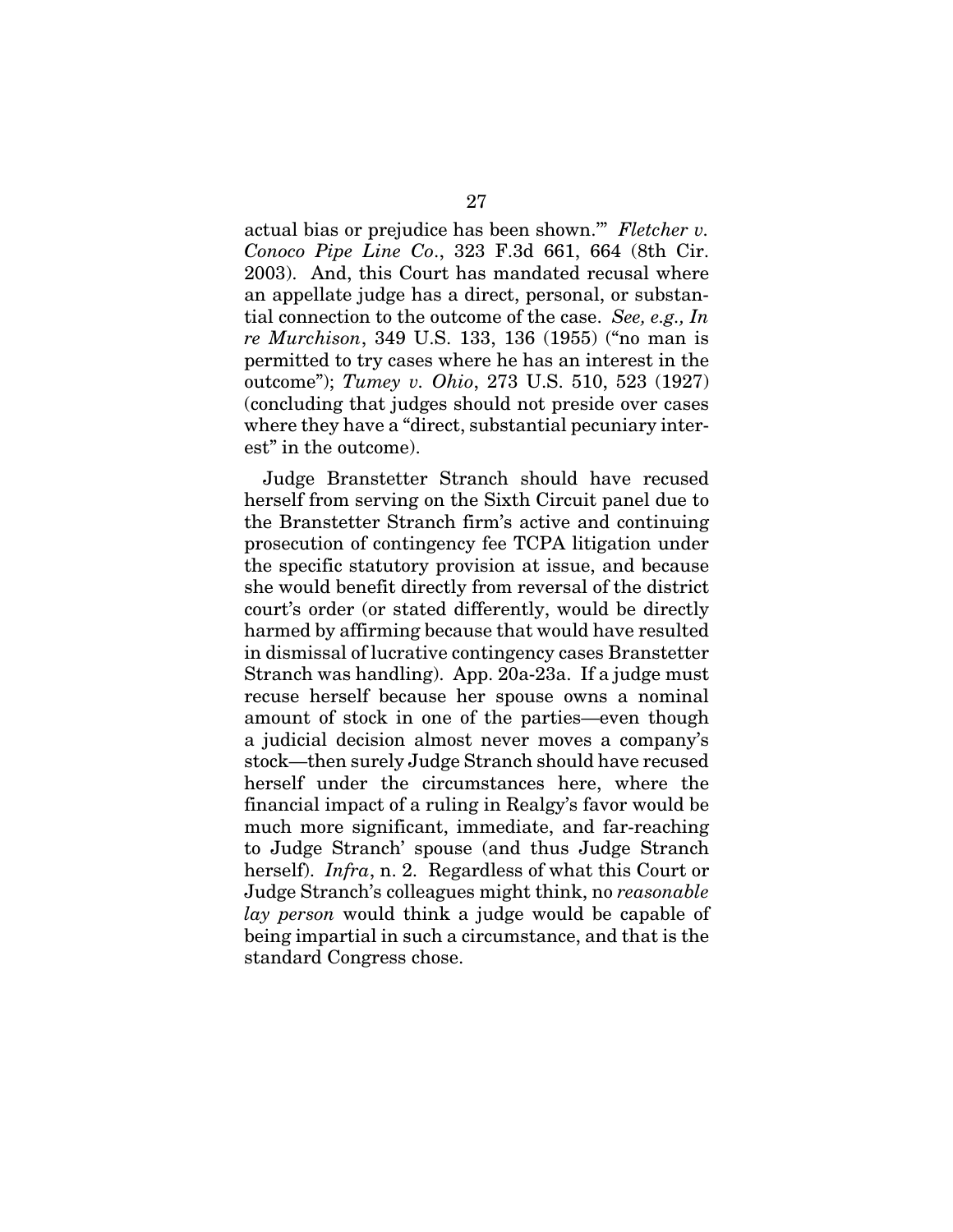actual bias or prejudice has been shown.'" *Fletcher v. Conoco Pipe Line Co*., 323 F.3d 661, 664 (8th Cir. 2003). And, this Court has mandated recusal where an appellate judge has a direct, personal, or substantial connection to the outcome of the case. *See, e.g., In re Murchison*, 349 U.S. 133, 136 (1955) ("no man is permitted to try cases where he has an interest in the outcome"); *Tumey v. Ohio*, 273 U.S. 510, 523 (1927) (concluding that judges should not preside over cases where they have a "direct, substantial pecuniary interest" in the outcome).

Judge Branstetter Stranch should have recused herself from serving on the Sixth Circuit panel due to the Branstetter Stranch firm's active and continuing prosecution of contingency fee TCPA litigation under the specific statutory provision at issue, and because she would benefit directly from reversal of the district court's order (or stated differently, would be directly harmed by affirming because that would have resulted in dismissal of lucrative contingency cases Branstetter Stranch was handling). App. 20a-23a. If a judge must recuse herself because her spouse owns a nominal amount of stock in one of the parties—even though a judicial decision almost never moves a company's stock—then surely Judge Stranch should have recused herself under the circumstances here, where the financial impact of a ruling in Realgy's favor would be much more significant, immediate, and far-reaching to Judge Stranch' spouse (and thus Judge Stranch herself). *Infra*, n. 2. Regardless of what this Court or Judge Stranch's colleagues might think, no *reasonable lay person* would think a judge would be capable of being impartial in such a circumstance, and that is the standard Congress chose.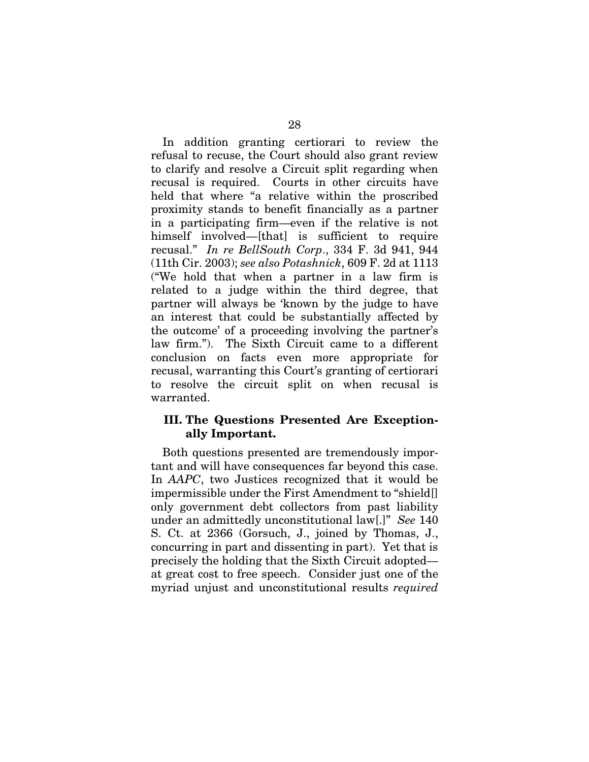In addition granting certiorari to review the refusal to recuse, the Court should also grant review to clarify and resolve a Circuit split regarding when recusal is required. Courts in other circuits have held that where "a relative within the proscribed proximity stands to benefit financially as a partner in a participating firm—even if the relative is not himself involved—[that] is sufficient to require recusal." *In re BellSouth Corp*., 334 F. 3d 941, 944 (11th Cir. 2003); *see also Potashnick*, 609 F. 2d at 1113 ("We hold that when a partner in a law firm is related to a judge within the third degree, that partner will always be 'known by the judge to have an interest that could be substantially affected by the outcome' of a proceeding involving the partner's law firm."). The Sixth Circuit came to a different conclusion on facts even more appropriate for recusal, warranting this Court's granting of certiorari to resolve the circuit split on when recusal is warranted.

### III. The Questions Presented Are Exceptionally Important.

Both questions presented are tremendously important and will have consequences far beyond this case. In *AAPC*, two Justices recognized that it would be impermissible under the First Amendment to "shield[] only government debt collectors from past liability under an admittedly unconstitutional law[.]" *See* 140 S. Ct. at 2366 (Gorsuch, J., joined by Thomas, J., concurring in part and dissenting in part). Yet that is precisely the holding that the Sixth Circuit adopted—at great cost to free speech. Consider just one of the myriad unjust and unconstitutional results *required*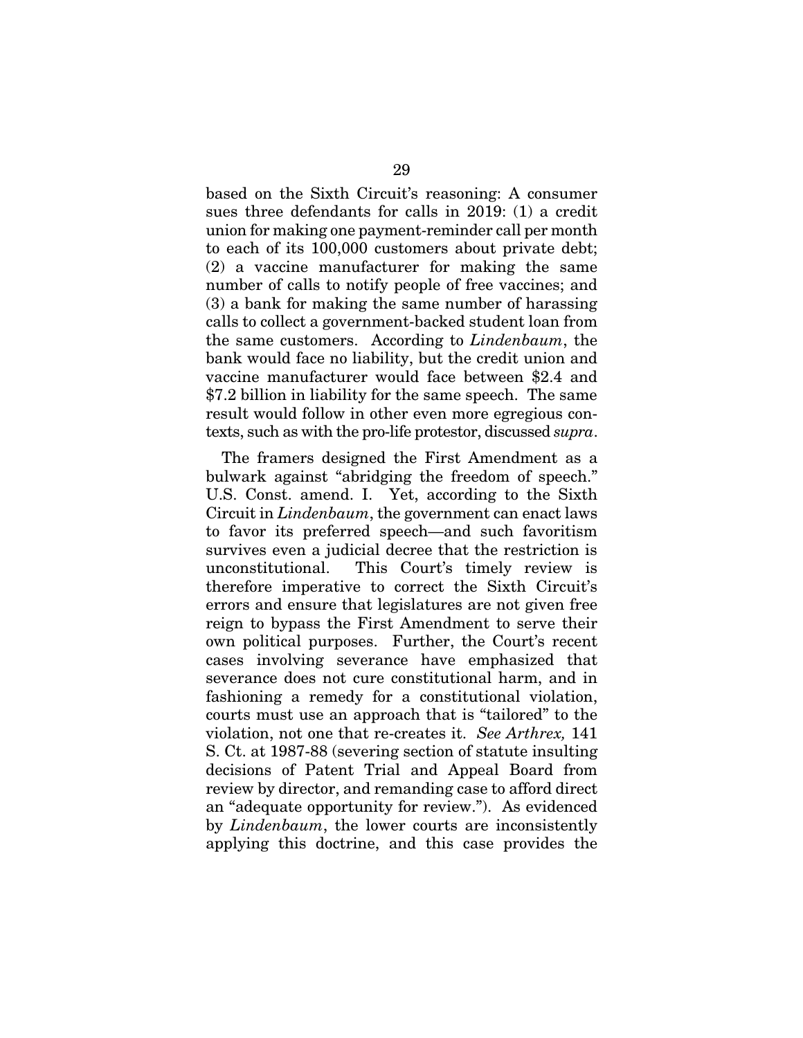based on the Sixth Circuit's reasoning: A consumer sues three defendants for calls in 2019: (1) a credit union for making one payment-reminder call per month to each of its 100,000 customers about private debt; (2) a vaccine manufacturer for making the same number of calls to notify people of free vaccines; and (3) a bank for making the same number of harassing calls to collect a government-backed student loan from the same customers. According to *Lindenbaum*, the bank would face no liability, but the credit union and vaccine manufacturer would face between $2.4 and $7.2 billion in liability for the same speech. The same result would follow in other even more egregious contexts, such as with the pro-life protestor, discussed *supra*.

The framers designed the First Amendment as a bulwark against "abridging the freedom of speech." U.S. Const. amend. I. Yet, according to the Sixth Circuit in *Lindenbaum*, the government can enact laws to favor its preferred speech—and such favoritism survives even a judicial decree that the restriction is unconstitutional. This Court's timely review is therefore imperative to correct the Sixth Circuit's errors and ensure that legislatures are not given free reign to bypass the First Amendment to serve their own political purposes. Further, the Court's recent cases involving severance have emphasized that severance does not cure constitutional harm, and in fashioning a remedy for a constitutional violation, courts must use an approach that is "tailored" to the violation, not one that re-creates it. *See Arthrex,* 141 S. Ct. at 1987-88 (severing section of statute insulting decisions of Patent Trial and Appeal Board from review by director, and remanding case to afford direct an "adequate opportunity for review."). As evidenced by *Lindenbaum*, the lower courts are inconsistently applying this doctrine, and this case provides the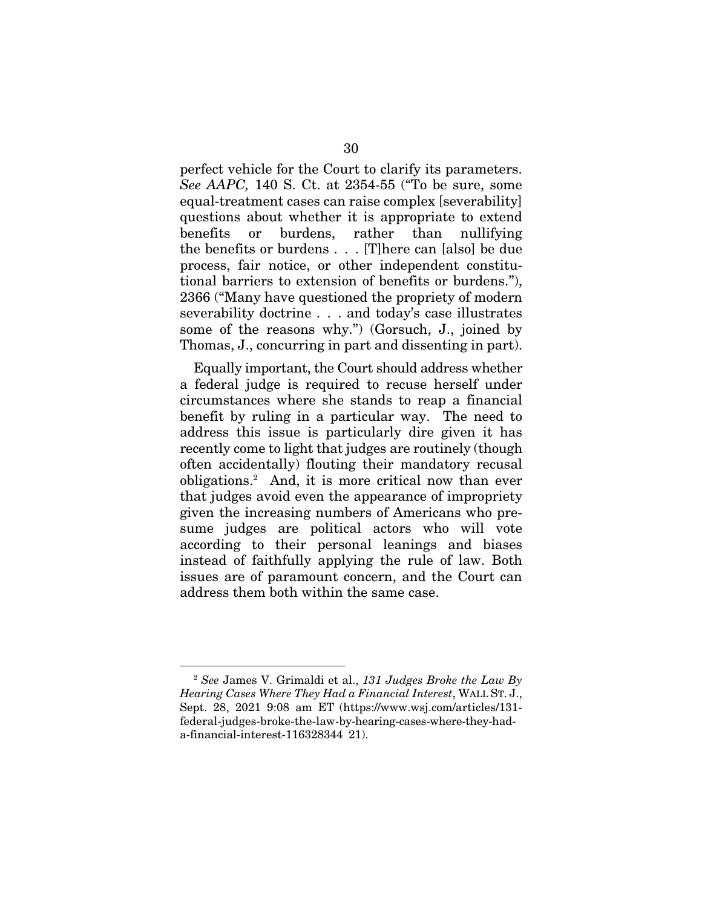perfect vehicle for the Court to clarify its parameters. *See AAPC,* 140 S. Ct. at 2354-55 ("To be sure, some equal-treatment cases can raise complex [severability] questions about whether it is appropriate to extend benefits or burdens, rather than nullifying the benefits or burdens . . . [T]here can [also] be due process, fair notice, or other independent constitutional barriers to extension of benefits or burdens."), 2366 ("Many have questioned the propriety of modern severability doctrine . . . and today's case illustrates some of the reasons why.") (Gorsuch, J., joined by Thomas, J., concurring in part and dissenting in part).

Equally important, the Court should address whether a federal judge is required to recuse herself under circumstances where she stands to reap a financial benefit by ruling in a particular way. The need to address this issue is particularly dire given it has recently come to light that judges are routinely (though often accidentally) flouting their mandatory recusal obligations.[2] And, it is more critical now than ever that judges avoid even the appearance of impropriety given the increasing numbers of Americans who presume judges are political actors who will vote according to their personal leanings and biases instead of faithfully applying the rule of law. Both issues are of paramount concern, and the Court can address them both within the same case.

---

[2] *See* James V. Grimaldi et al., *131 Judges Broke the Law By Hearing Cases Where They Had a Financial Interest*, WALL ST. J., Sept. 28, 2021 9:08 am ET (https://www.wsj.com/articles/131-federal-judges-broke-the-law-by-hearing-cases-where-they-had-a-financial-interest-116328344 21).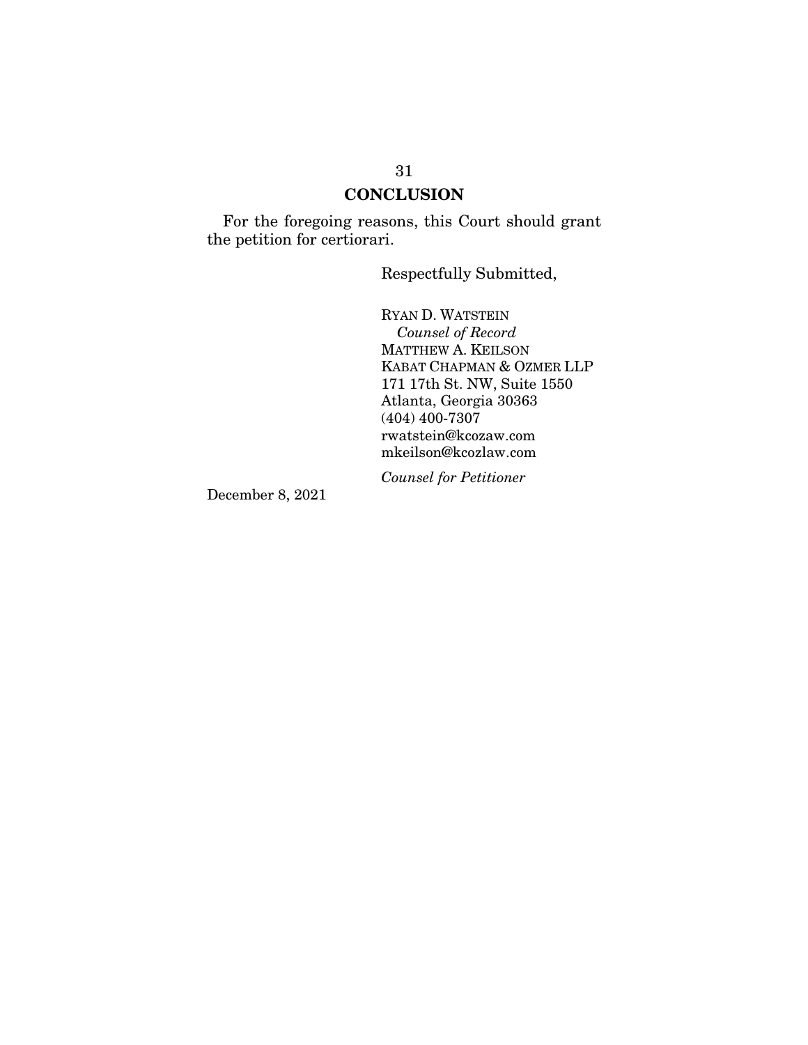## CONCLUSION

For the foregoing reasons, this Court should grant the petition for certiorari.

Respectfully Submitted,

RYAN D. WATSTEIN
*Counsel of Record*
MATTHEW A. KEILSON
KABAT CHAPMAN & OZMER LLP
171 17th St. NW, Suite 1550
Atlanta, Georgia 30363
(404) 400-7307
rwatstein@kcozaw.com
mkeilson@kcozlaw.com

*Counsel for Petitioner*

December 8, 2021